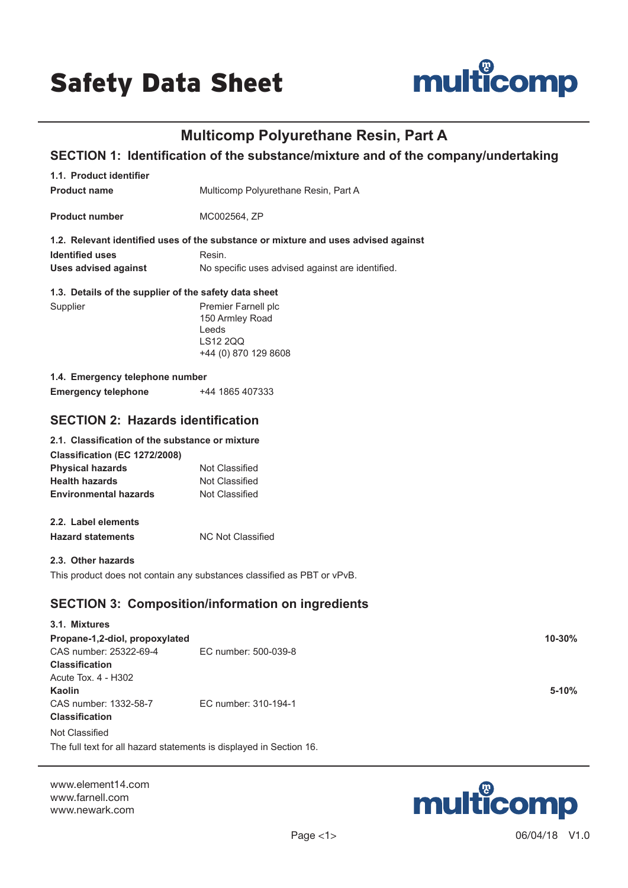# Safety Data Sheet

## Multicomp Polyurethane Resin, Part A

## SECTION 1: Identification of the substance/mixture and of the company/undertaking

### 1.1. Product identifier

| | |
|---|---|
| **Product name** | Multicomp Polyurethane Resin, Part A |
| **Product number** | MC002564, ZP |

### 1.2. Relevant identified uses of the substance or mixture and uses advised against

| | |
|---|---|
| **Identified uses** | Resin. |
| **Uses advised against** | No specific uses advised against are identified. |

### 1.3. Details of the supplier of the safety data sheet

Supplier

Premier Farnell plc
150 Armley Road
Leeds
LS12 2QQ
+44 (0) 870 129 8608

### 1.4. Emergency telephone number

| | |
|---|---|
| **Emergency telephone** | +44 1865 407333 |

## SECTION 2: Hazards identification

### 2.1. Classification of the substance or mixture

**Classification (EC 1272/2008)**

| | |
|---|---|
| **Physical hazards** | Not Classified |
| **Health hazards** | Not Classified |
| **Environmental hazards** | Not Classified |

### 2.2. Label elements

| | |
|---|---|
| **Hazard statements** | NC Not Classified |

### 2.3. Other hazards

This product does not contain any substances classified as PBT or vPvB.

## SECTION 3: Composition/information on ingredients

### 3.1. Mixtures

**Propane-1,2-diol, propoxylated** — **10-30%**

CAS number: 25322-69-4 — EC number: 500-039-8

**Classification**

Acute Tox. 4 - H302

**Kaolin** — **5-10%**

CAS number: 1332-58-7 — EC number: 310-194-1

**Classification**

Not Classified

The full text for all hazard statements is displayed in Section 16.

www.element14.com
www.farnell.com
www.newark.com

06/04/18 V1.0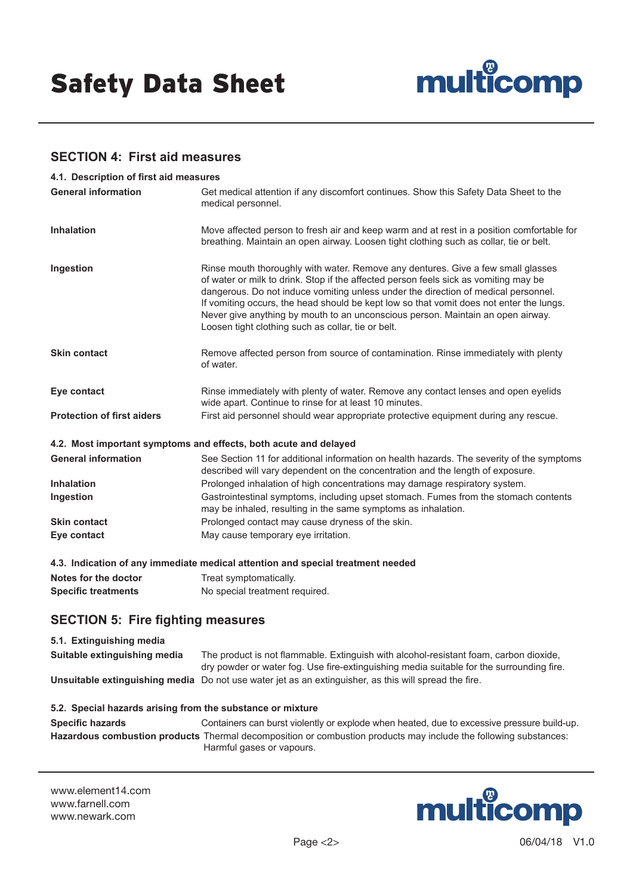## SECTION 4: First aid measures

### 4.1. Description of first aid measures

| | |
|---|---|
| **General information** | Get medical attention if any discomfort continues. Show this Safety Data Sheet to the medical personnel. |
| **Inhalation** | Move affected person to fresh air and keep warm and at rest in a position comfortable for breathing. Maintain an open airway. Loosen tight clothing such as collar, tie or belt. |
| **Ingestion** | Rinse mouth thoroughly with water. Remove any dentures. Give a few small glasses of water or milk to drink. Stop if the affected person feels sick as vomiting may be dangerous. Do not induce vomiting unless under the direction of medical personnel. If vomiting occurs, the head should be kept low so that vomit does not enter the lungs. Never give anything by mouth to an unconscious person. Maintain an open airway. Loosen tight clothing such as collar, tie or belt. |
| **Skin contact** | Remove affected person from source of contamination. Rinse immediately with plenty of water. |
| **Eye contact** | Rinse immediately with plenty of water. Remove any contact lenses and open eyelids wide apart. Continue to rinse for at least 10 minutes. |
| **Protection of first aiders** | First aid personnel should wear appropriate protective equipment during any rescue. |

### 4.2. Most important symptoms and effects, both acute and delayed

| | |
|---|---|
| **General information** | See Section 11 for additional information on health hazards. The severity of the symptoms described will vary dependent on the concentration and the length of exposure. |
| **Inhalation** | Prolonged inhalation of high concentrations may damage respiratory system. |
| **Ingestion** | Gastrointestinal symptoms, including upset stomach. Fumes from the stomach contents may be inhaled, resulting in the same symptoms as inhalation. |
| **Skin contact** | Prolonged contact may cause dryness of the skin. |
| **Eye contact** | May cause temporary eye irritation. |

### 4.3. Indication of any immediate medical attention and special treatment needed

| | |
|---|---|
| **Notes for the doctor** | Treat symptomatically. |
| **Specific treatments** | No special treatment required. |

## SECTION 5: Fire fighting measures

### 5.1. Extinguishing media

| | |
|---|---|
| **Suitable extinguishing media** | The product is not flammable. Extinguish with alcohol-resistant foam, carbon dioxide, dry powder or water fog. Use fire-extinguishing media suitable for the surrounding fire. |
| **Unsuitable extinguishing media** | Do not use water jet as an extinguisher, as this will spread the fire. |

### 5.2. Special hazards arising from the substance or mixture

| | |
|---|---|
| **Specific hazards** | Containers can burst violently or explode when heated, due to excessive pressure build-up. |
| **Hazardous combustion products** | Thermal decomposition or combustion products may include the following substances: Harmful gases or vapours. |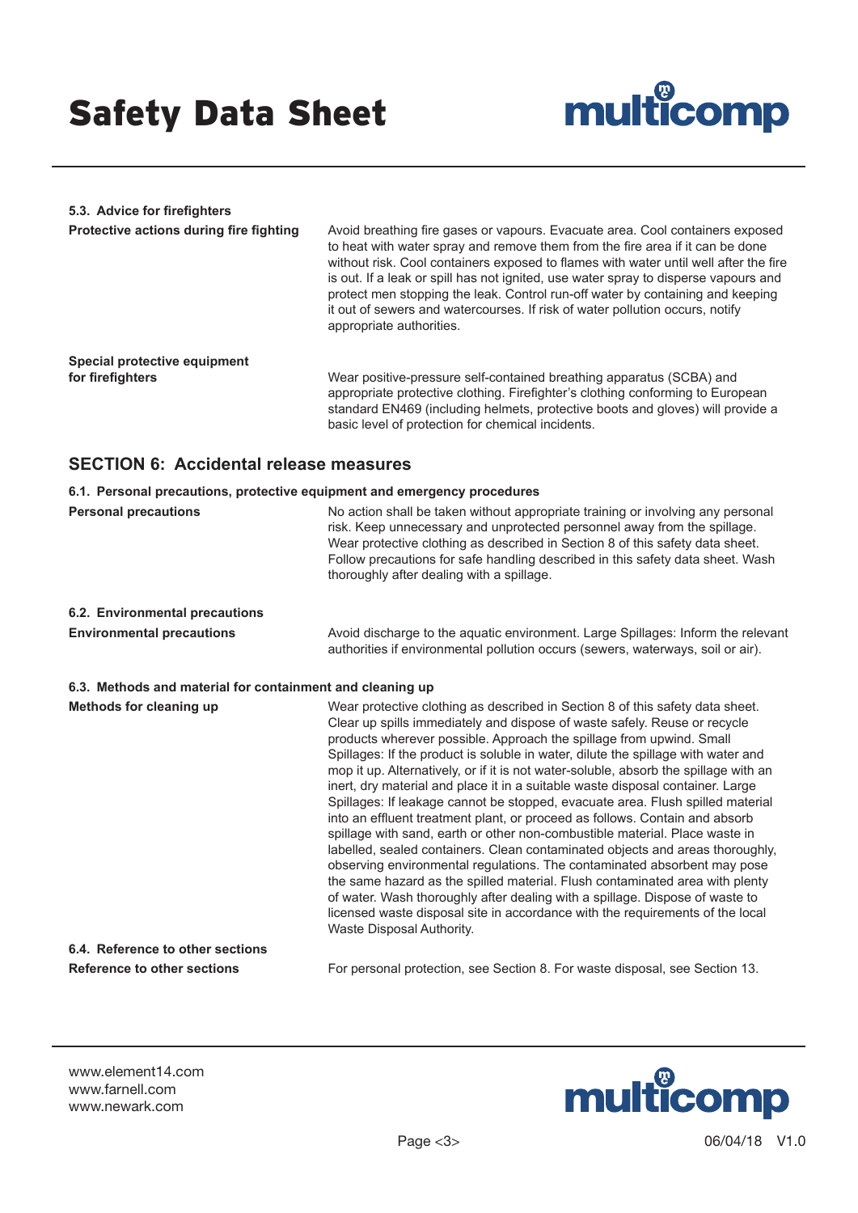### 5.3. Advice for firefighters

**Protective actions during fire fighting**

Avoid breathing fire gases or vapours. Evacuate area. Cool containers exposed to heat with water spray and remove them from the fire area if it can be done without risk. Cool containers exposed to flames with water until well after the fire is out. If a leak or spill has not ignited, use water spray to disperse vapours and protect men stopping the leak. Control run-off water by containing and keeping it out of sewers and watercourses. If risk of water pollution occurs, notify appropriate authorities.

**Special protective equipment for firefighters**

Wear positive-pressure self-contained breathing apparatus (SCBA) and appropriate protective clothing. Firefighter's clothing conforming to European standard EN469 (including helmets, protective boots and gloves) will provide a basic level of protection for chemical incidents.

## SECTION 6: Accidental release measures

### 6.1. Personal precautions, protective equipment and emergency procedures

**Personal precautions**

No action shall be taken without appropriate training or involving any personal risk. Keep unnecessary and unprotected personnel away from the spillage. Wear protective clothing as described in Section 8 of this safety data sheet. Follow precautions for safe handling described in this safety data sheet. Wash thoroughly after dealing with a spillage.

### 6.2. Environmental precautions

**Environmental precautions**

Avoid discharge to the aquatic environment. Large Spillages: Inform the relevant authorities if environmental pollution occurs (sewers, waterways, soil or air).

### 6.3. Methods and material for containment and cleaning up

**Methods for cleaning up**

Wear protective clothing as described in Section 8 of this safety data sheet. Clear up spills immediately and dispose of waste safely. Reuse or recycle products wherever possible. Approach the spillage from upwind. Small Spillages: If the product is soluble in water, dilute the spillage with water and mop it up. Alternatively, or if it is not water-soluble, absorb the spillage with an inert, dry material and place it in a suitable waste disposal container. Large Spillages: If leakage cannot be stopped, evacuate area. Flush spilled material into an effluent treatment plant, or proceed as follows. Contain and absorb spillage with sand, earth or other non-combustible material. Place waste in labelled, sealed containers. Clean contaminated objects and areas thoroughly, observing environmental regulations. The contaminated absorbent may pose the same hazard as the spilled material. Flush contaminated area with plenty of water. Wash thoroughly after dealing with a spillage. Dispose of waste to licensed waste disposal site in accordance with the requirements of the local Waste Disposal Authority.

### 6.4. Reference to other sections

**Reference to other sections**

For personal protection, see Section 8. For waste disposal, see Section 13.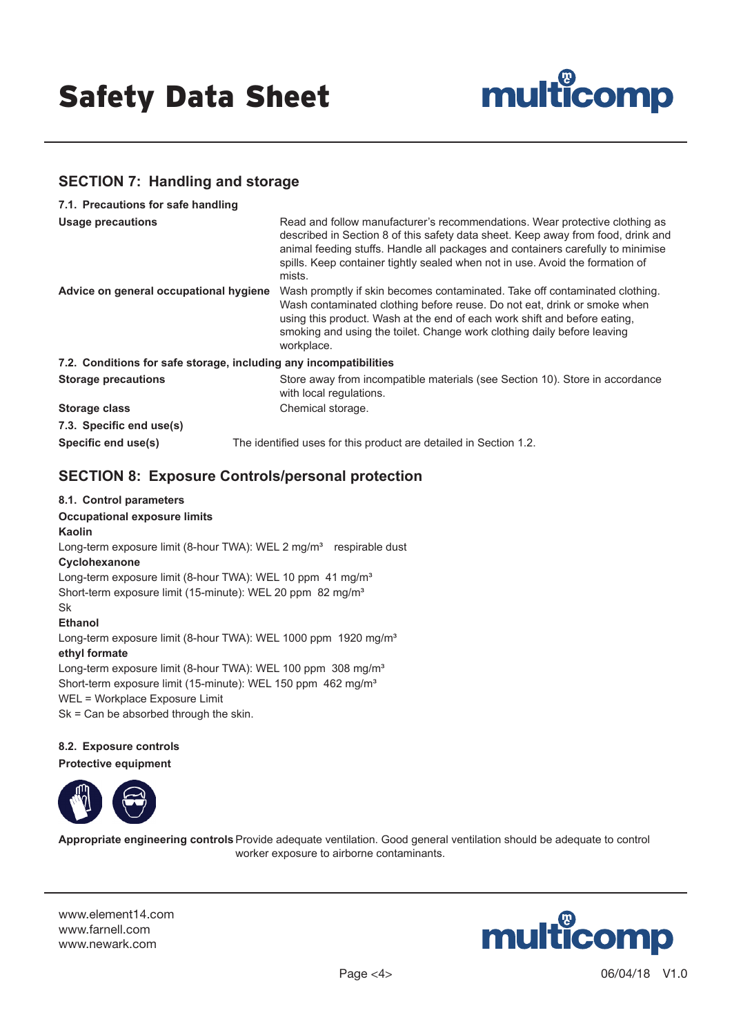## SECTION 7: Handling and storage

### 7.1. Precautions for safe handling

**Usage precautions**
Read and follow manufacturer's recommendations. Wear protective clothing as described in Section 8 of this safety data sheet. Keep away from food, drink and animal feeding stuffs. Handle all packages and containers carefully to minimise spills. Keep container tightly sealed when not in use. Avoid the formation of mists.

**Advice on general occupational hygiene**
Wash promptly if skin becomes contaminated. Take off contaminated clothing. Wash contaminated clothing before reuse. Do not eat, drink or smoke when using this product. Wash at the end of each work shift and before eating, smoking and using the toilet. Change work clothing daily before leaving workplace.

### 7.2. Conditions for safe storage, including any incompatibilities

**Storage precautions**
Store away from incompatible materials (see Section 10). Store in accordance with local regulations.

**Storage class**
Chemical storage.

### 7.3. Specific end use(s)

**Specific end use(s)**
The identified uses for this product are detailed in Section 1.2.

## SECTION 8: Exposure Controls/personal protection

### 8.1. Control parameters

**Occupational exposure limits**

**Kaolin**

Long-term exposure limit (8-hour TWA): WEL 2 mg/m³ respirable dust

**Cyclohexanone**

Long-term exposure limit (8-hour TWA): WEL 10 ppm 41 mg/m³
Short-term exposure limit (15-minute): WEL 20 ppm 82 mg/m³
Sk

**Ethanol**

Long-term exposure limit (8-hour TWA): WEL 1000 ppm 1920 mg/m³

**ethyl formate**

Long-term exposure limit (8-hour TWA): WEL 100 ppm 308 mg/m³
Short-term exposure limit (15-minute): WEL 150 ppm 462 mg/m³
WEL = Workplace Exposure Limit
Sk = Can be absorbed through the skin.

### 8.2. Exposure controls

**Protective equipment**

**Appropriate engineering controls** Provide adequate ventilation. Good general ventilation should be adequate to control worker exposure to airborne contaminants.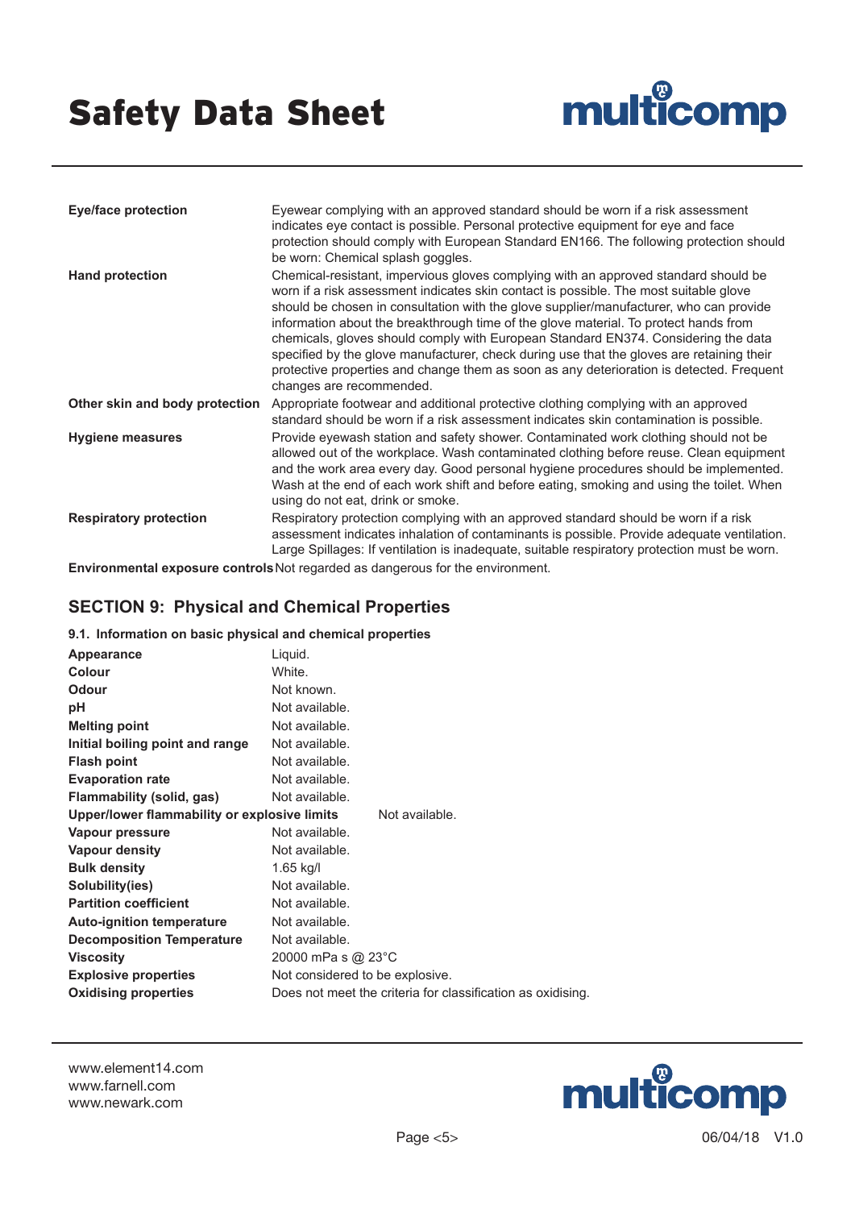| | |
|---|---|
| **Eye/face protection** | Eyewear complying with an approved standard should be worn if a risk assessment indicates eye contact is possible. Personal protective equipment for eye and face protection should comply with European Standard EN166. The following protection should be worn: Chemical splash goggles. |
| **Hand protection** | Chemical-resistant, impervious gloves complying with an approved standard should be worn if a risk assessment indicates skin contact is possible. The most suitable glove should be chosen in consultation with the glove supplier/manufacturer, who can provide information about the breakthrough time of the glove material. To protect hands from chemicals, gloves should comply with European Standard EN374. Considering the data specified by the glove manufacturer, check during use that the gloves are retaining their protective properties and change them as soon as any deterioration is detected. Frequent changes are recommended. |
| **Other skin and body protection** | Appropriate footwear and additional protective clothing complying with an approved standard should be worn if a risk assessment indicates skin contamination is possible. |
| **Hygiene measures** | Provide eyewash station and safety shower. Contaminated work clothing should not be allowed out of the workplace. Wash contaminated clothing before reuse. Clean equipment and the work area every day. Good personal hygiene procedures should be implemented. Wash at the end of each work shift and before eating, smoking and using the toilet. When using do not eat, drink or smoke. |
| **Respiratory protection** | Respiratory protection complying with an approved standard should be worn if a risk assessment indicates inhalation of contaminants is possible. Provide adequate ventilation. Large Spillages: If ventilation is inadequate, suitable respiratory protection must be worn. |
| **Environmental exposure controls** | Not regarded as dangerous for the environment. |

## SECTION 9: Physical and Chemical Properties

### 9.1. Information on basic physical and chemical properties

| | |
|---|---|
| **Appearance** | Liquid. |
| **Colour** | White. |
| **Odour** | Not known. |
| **pH** | Not available. |
| **Melting point** | Not available. |
| **Initial boiling point and range** | Not available. |
| **Flash point** | Not available. |
| **Evaporation rate** | Not available. |
| **Flammability (solid, gas)** | Not available. |
| **Upper/lower flammability or explosive limits** | Not available. |
| **Vapour pressure** | Not available. |
| **Vapour density** | Not available. |
| **Bulk density** | 1.65 kg/l |
| **Solubility(ies)** | Not available. |
| **Partition coefficient** | Not available. |
| **Auto-ignition temperature** | Not available. |
| **Decomposition Temperature** | Not available. |
| **Viscosity** | 20000 mPa s @ 23°C |
| **Explosive properties** | Not considered to be explosive. |
| **Oxidising properties** | Does not meet the criteria for classification as oxidising. |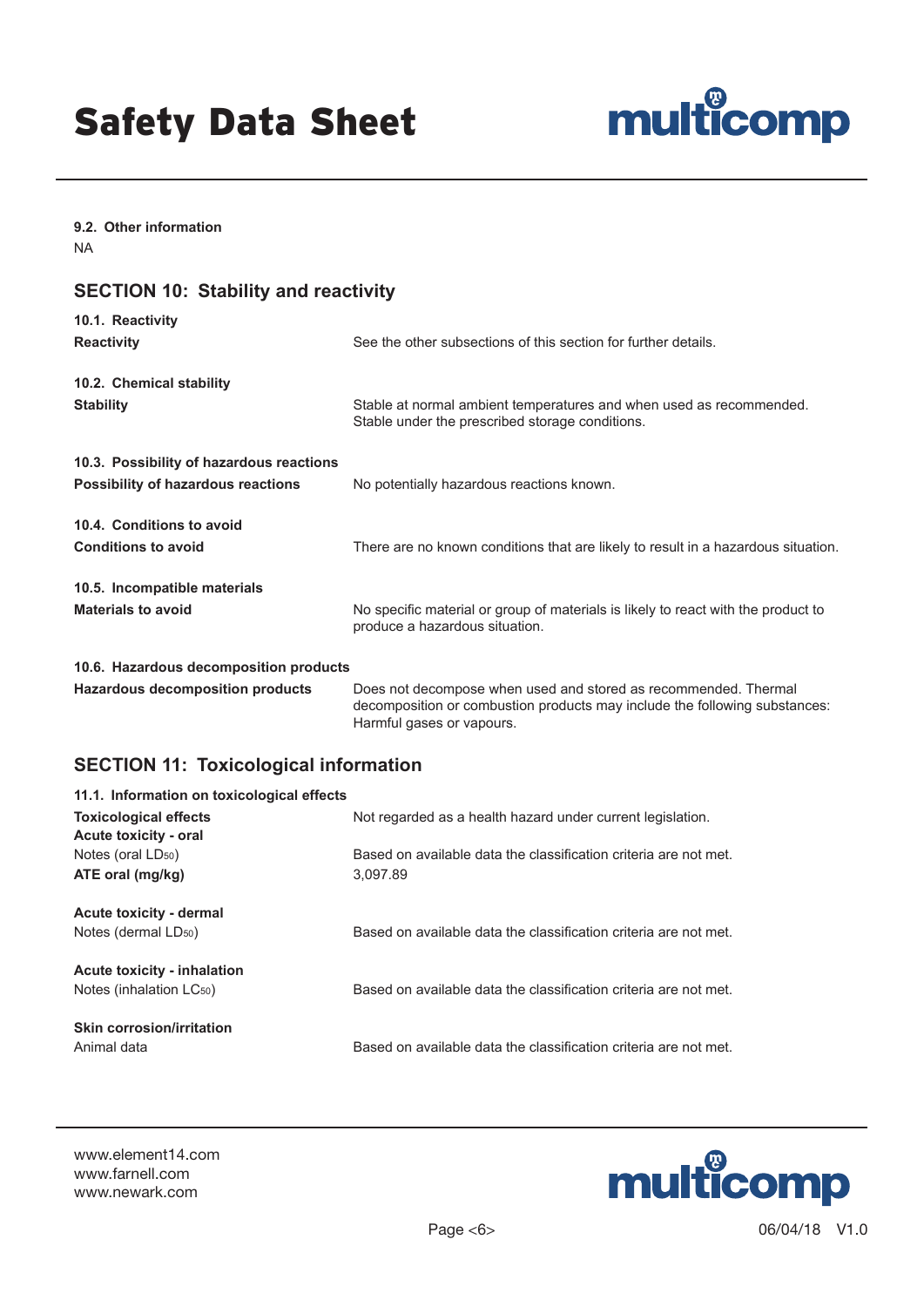### 9.2. Other information

NA

## SECTION 10: Stability and reactivity

### 10.1. Reactivity

| | |
|---|---|
| **Reactivity** | See the other subsections of this section for further details. |

### 10.2. Chemical stability

| | |
|---|---|
| **Stability** | Stable at normal ambient temperatures and when used as recommended. Stable under the prescribed storage conditions. |

### 10.3. Possibility of hazardous reactions

| | |
|---|---|
| **Possibility of hazardous reactions** | No potentially hazardous reactions known. |

### 10.4. Conditions to avoid

| | |
|---|---|
| **Conditions to avoid** | There are no known conditions that are likely to result in a hazardous situation. |

### 10.5. Incompatible materials

| | |
|---|---|
| **Materials to avoid** | No specific material or group of materials is likely to react with the product to produce a hazardous situation. |

### 10.6. Hazardous decomposition products

| | |
|---|---|
| **Hazardous decomposition products** | Does not decompose when used and stored as recommended. Thermal decomposition or combustion products may include the following substances: Harmful gases or vapours. |

## SECTION 11: Toxicological information

### 11.1. Information on toxicological effects

| | |
|---|---|
| **Toxicological effects** | Not regarded as a health hazard under current legislation. |
| **Acute toxicity - oral** | |
| Notes (oral $LD_{50}$) | Based on available data the classification criteria are not met. |
| **ATE oral (mg/kg)** | 3,097.89 |
| **Acute toxicity - dermal** | |
| Notes (dermal $LD_{50}$) | Based on available data the classification criteria are not met. |
| **Acute toxicity - inhalation** | |
| Notes (inhalation $LC_{50}$) | Based on available data the classification criteria are not met. |
| **Skin corrosion/irritation** | |
| Animal data | Based on available data the classification criteria are not met. |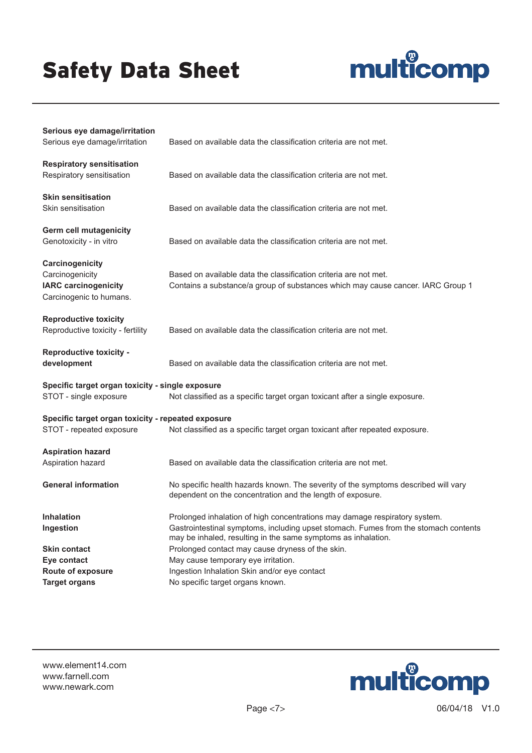**Serious eye damage/irritation**

Serious eye damage/irritation: Based on available data the classification criteria are not met.

**Respiratory sensitisation**

Respiratory sensitisation: Based on available data the classification criteria are not met.

**Skin sensitisation**

Skin sensitisation: Based on available data the classification criteria are not met.

**Germ cell mutagenicity**

Genotoxicity - in vitro: Based on available data the classification criteria are not met.

**Carcinogenicity**

Carcinogenicity: Based on available data the classification criteria are not met.

**IARC carcinogenicity**: Contains a substance/a group of substances which may cause cancer. IARC Group 1 Carcinogenic to humans.

**Reproductive toxicity**

Reproductive toxicity - fertility: Based on available data the classification criteria are not met.

**Reproductive toxicity - development**: Based on available data the classification criteria are not met.

**Specific target organ toxicity - single exposure**

STOT - single exposure: Not classified as a specific target organ toxicant after a single exposure.

**Specific target organ toxicity - repeated exposure**

STOT - repeated exposure: Not classified as a specific target organ toxicant after repeated exposure.

**Aspiration hazard**

Aspiration hazard: Based on available data the classification criteria are not met.

**General information**: No specific health hazards known. The severity of the symptoms described will vary dependent on the concentration and the length of exposure.

**Inhalation**: Prolonged inhalation of high concentrations may damage respiratory system.

**Ingestion**: Gastrointestinal symptoms, including upset stomach. Fumes from the stomach contents may be inhaled, resulting in the same symptoms as inhalation.

**Skin contact**: Prolonged contact may cause dryness of the skin.

**Eye contact**: May cause temporary eye irritation.

**Route of exposure**: Ingestion Inhalation Skin and/or eye contact

**Target organs**: No specific target organs known.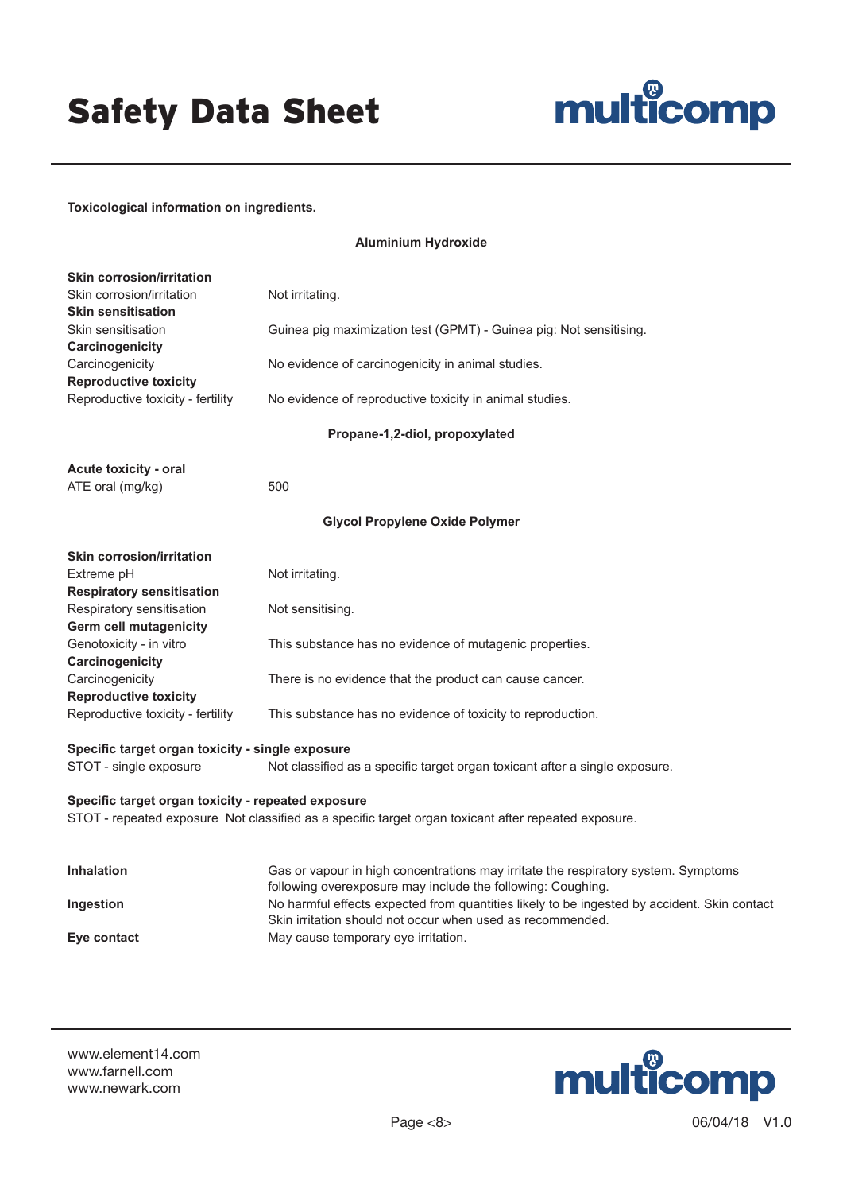**Toxicological information on ingredients.**

**Aluminium Hydroxide**

**Skin corrosion/irritation**

| | |
|---|---|
| Skin corrosion/irritation | Not irritating. |

**Skin sensitisation**

| | |
|---|---|
| Skin sensitisation | Guinea pig maximization test (GPMT) - Guinea pig: Not sensitising. |

**Carcinogenicity**

| | |
|---|---|
| Carcinogenicity | No evidence of carcinogenicity in animal studies. |

**Reproductive toxicity**

| | |
|---|---|
| Reproductive toxicity - fertility | No evidence of reproductive toxicity in animal studies. |

**Propane-1,2-diol, propoxylated**

**Acute toxicity - oral**

| | |
|---|---|
| ATE oral (mg/kg) | 500 |

**Glycol Propylene Oxide Polymer**

**Skin corrosion/irritation**

| | |
|---|---|
| Extreme pH | Not irritating. |

**Respiratory sensitisation**

| | |
|---|---|
| Respiratory sensitisation | Not sensitising. |

**Germ cell mutagenicity**

| | |
|---|---|
| Genotoxicity - in vitro | This substance has no evidence of mutagenic properties. |

**Carcinogenicity**

| | |
|---|---|
| Carcinogenicity | There is no evidence that the product can cause cancer. |

**Reproductive toxicity**

| | |
|---|---|
| Reproductive toxicity - fertility | This substance has no evidence of toxicity to reproduction. |

**Specific target organ toxicity - single exposure**

| | |
|---|---|
| STOT - single exposure | Not classified as a specific target organ toxicant after a single exposure. |

**Specific target organ toxicity - repeated exposure**

STOT - repeated exposure Not classified as a specific target organ toxicant after repeated exposure.

| | |
|---|---|
| **Inhalation** | Gas or vapour in high concentrations may irritate the respiratory system. Symptoms following overexposure may include the following: Coughing. |
| **Ingestion** | No harmful effects expected from quantities likely to be ingested by accident. Skin contact Skin irritation should not occur when used as recommended. |
| **Eye contact** | May cause temporary eye irritation. |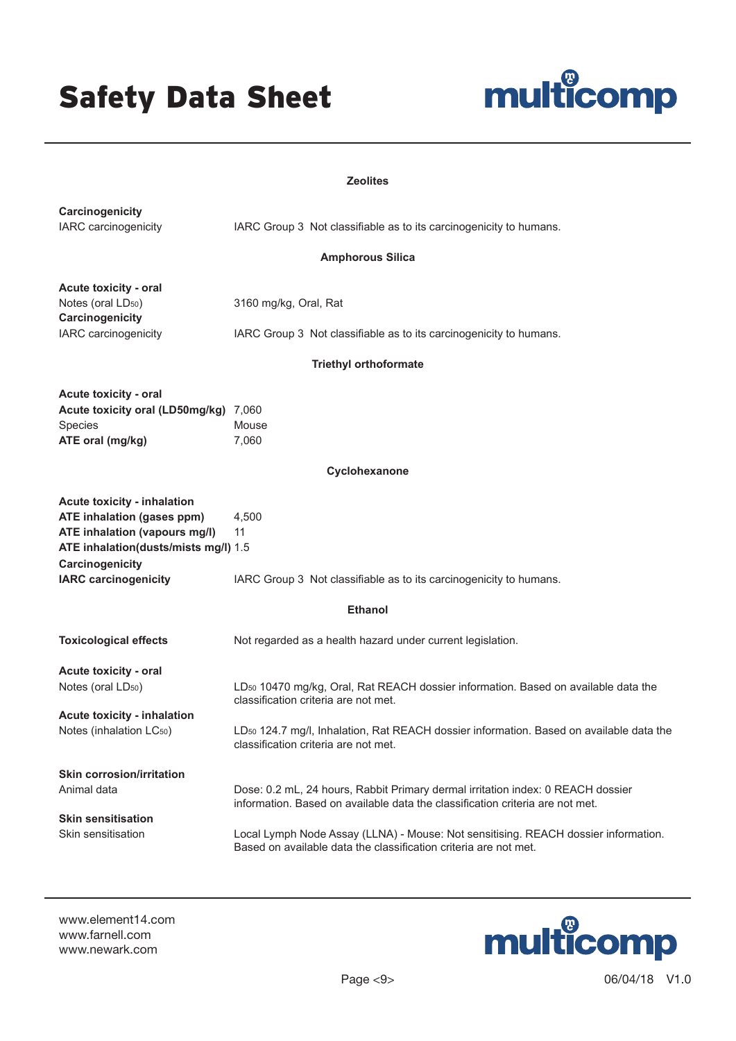#### Zeolites

**Carcinogenicity**

| | |
|---|---|
| IARC carcinogenicity | IARC Group 3 Not classifiable as to its carcinogenicity to humans. |

#### Amphorous Silica

**Acute toxicity - oral**

| | |
|---|---|
| Notes (oral $LD_{50}$) | 3160 mg/kg, Oral, Rat |

**Carcinogenicity**

| | |
|---|---|
| IARC carcinogenicity | IARC Group 3 Not classifiable as to its carcinogenicity to humans. |

#### Triethyl orthoformate

**Acute toxicity - oral**

| | |
|---|---|
| **Acute toxicity oral (LD50mg/kg)** | 7,060 |
| Species | Mouse |
| **ATE oral (mg/kg)** | 7,060 |

#### Cyclohexanone

**Acute toxicity - inhalation**

| | |
|---|---|
| **ATE inhalation (gases ppm)** | 4,500 |
| **ATE inhalation (vapours mg/l)** | 11 |
| **ATE inhalation(dusts/mists mg/l)** | 1.5 |

**Carcinogenicity**

| | |
|---|---|
| **IARC carcinogenicity** | IARC Group 3 Not classifiable as to its carcinogenicity to humans. |

#### Ethanol

| | |
|---|---|
| **Toxicological effects** | Not regarded as a health hazard under current legislation. |

**Acute toxicity - oral**

| | |
|---|---|
| Notes (oral $LD_{50}$) | $LD_{50}$ 10470 mg/kg, Oral, Rat REACH dossier information. Based on available data the classification criteria are not met. |

**Acute toxicity - inhalation**

| | |
|---|---|
| Notes (inhalation $LC_{50}$) | $LD_{50}$ 124.7 mg/l, Inhalation, Rat REACH dossier information. Based on available data the classification criteria are not met. |

**Skin corrosion/irritation**

| | |
|---|---|
| Animal data | Dose: 0.2 mL, 24 hours, Rabbit Primary dermal irritation index: 0 REACH dossier information. Based on available data the classification criteria are not met. |

**Skin sensitisation**

| | |
|---|---|
| Skin sensitisation | Local Lymph Node Assay (LLNA) - Mouse: Not sensitising. REACH dossier information. Based on available data the classification criteria are not met. |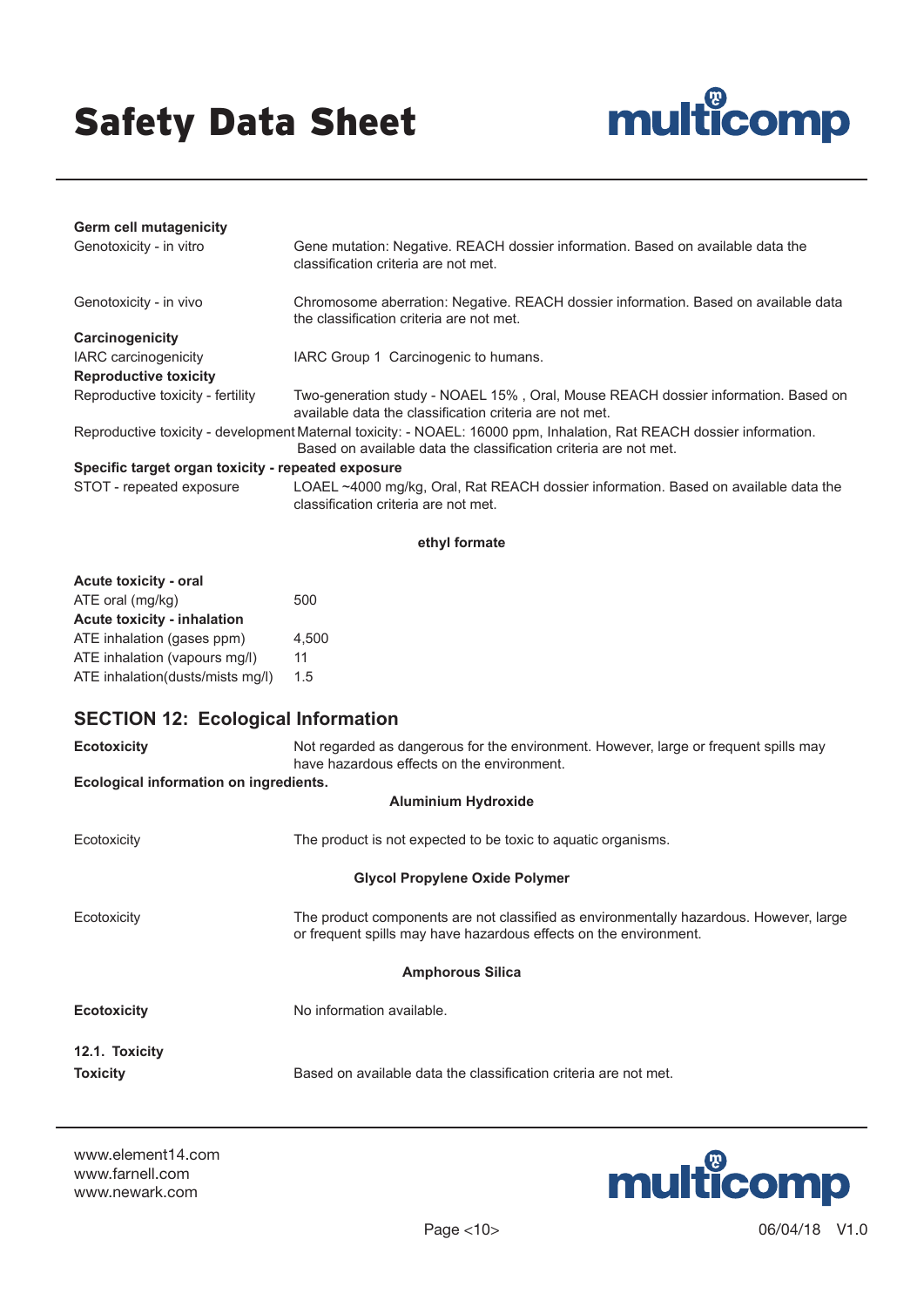**Germ cell mutagenicity**

| | |
|---|---|
| Genotoxicity - in vitro | Gene mutation: Negative. REACH dossier information. Based on available data the classification criteria are not met. |
| Genotoxicity - in vivo | Chromosome aberration: Negative. REACH dossier information. Based on available data the classification criteria are not met. |

**Carcinogenicity**

| | |
|---|---|
| IARC carcinogenicity | IARC Group 1 Carcinogenic to humans. |

**Reproductive toxicity**

| | |
|---|---|
| Reproductive toxicity - fertility | Two-generation study - NOAEL 15% , Oral, Mouse REACH dossier information. Based on available data the classification criteria are not met. |
| Reproductive toxicity - development | Maternal toxicity: - NOAEL: 16000 ppm, Inhalation, Rat REACH dossier information. Based on available data the classification criteria are not met. |

**Specific target organ toxicity - repeated exposure**

| | |
|---|---|
| STOT - repeated exposure | LOAEL ~4000 mg/kg, Oral, Rat REACH dossier information. Based on available data the classification criteria are not met. |

**ethyl formate**

**Acute toxicity - oral**

| | |
|---|---|
| ATE oral (mg/kg) | 500 |

**Acute toxicity - inhalation**

| | |
|---|---|
| ATE inhalation (gases ppm) | 4,500 |
| ATE inhalation (vapours mg/l) | 11 |
| ATE inhalation(dusts/mists mg/l) | 1.5 |

## SECTION 12: Ecological Information

**Ecotoxicity** Not regarded as dangerous for the environment. However, large or frequent spills may have hazardous effects on the environment.

**Ecological information on ingredients.**

**Aluminium Hydroxide**

Ecotoxicity The product is not expected to be toxic to aquatic organisms.

**Glycol Propylene Oxide Polymer**

Ecotoxicity The product components are not classified as environmentally hazardous. However, large or frequent spills may have hazardous effects on the environment.

**Amphorous Silica**

**Ecotoxicity** No information available.

### 12.1. Toxicity

**Toxicity** Based on available data the classification criteria are not met.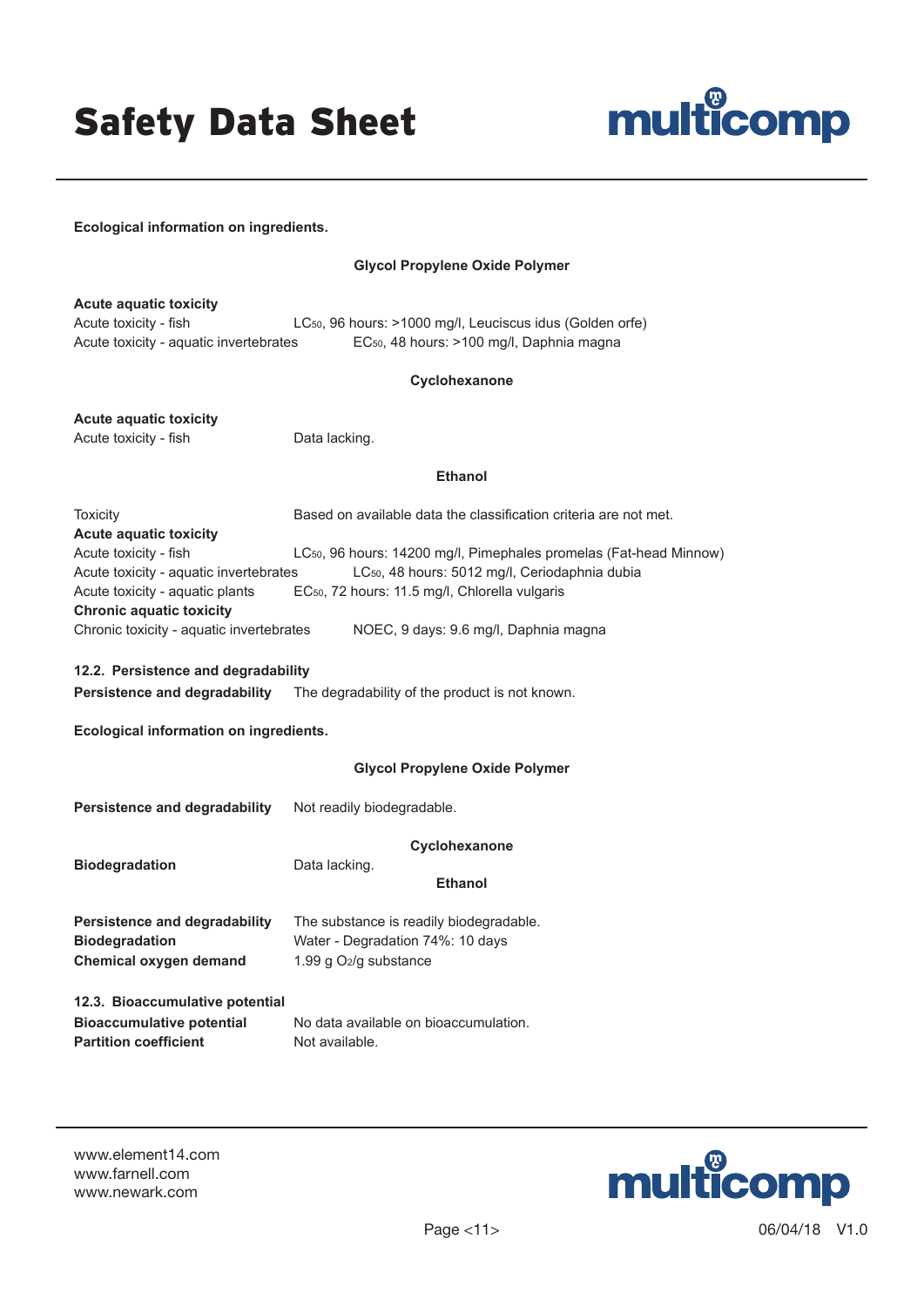**Ecological information on ingredients.**

**Glycol Propylene Oxide Polymer**

**Acute aquatic toxicity**

| | |
|---|---|
| Acute toxicity - fish | $LC_{50}$, 96 hours: >1000 mg/l, Leuciscus idus (Golden orfe) |
| Acute toxicity - aquatic invertebrates | $EC_{50}$, 48 hours: >100 mg/l, Daphnia magna |

**Cyclohexanone**

**Acute aquatic toxicity**

| | |
|---|---|
| Acute toxicity - fish | Data lacking. |

**Ethanol**

| | |
|---|---|
| Toxicity | Based on available data the classification criteria are not met. |
| **Acute aquatic toxicity** | |
| Acute toxicity - fish | $LC_{50}$, 96 hours: 14200 mg/l, Pimephales promelas (Fat-head Minnow) |
| Acute toxicity - aquatic invertebrates | $LC_{50}$, 48 hours: 5012 mg/l, Ceriodaphnia dubia |
| Acute toxicity - aquatic plants | $EC_{50}$, 72 hours: 11.5 mg/l, Chlorella vulgaris |
| **Chronic aquatic toxicity** | |
| Chronic toxicity - aquatic invertebrates | NOEC, 9 days: 9.6 mg/l, Daphnia magna |

**12.2. Persistence and degradability**

**Persistence and degradability** The degradability of the product is not known.

**Ecological information on ingredients.**

**Glycol Propylene Oxide Polymer**

**Persistence and degradability** Not readily biodegradable.

**Cyclohexanone**

**Biodegradation** Data lacking.

**Ethanol**

| | |
|---|---|
| **Persistence and degradability** | The substance is readily biodegradable. |
| **Biodegradation** | Water - Degradation 74%: 10 days |
| **Chemical oxygen demand** | 1.99 g $O_2$/g substance |

**12.3. Bioaccumulative potential**

| | |
|---|---|
| **Bioaccumulative potential** | No data available on bioaccumulation. |
| **Partition coefficient** | Not available. |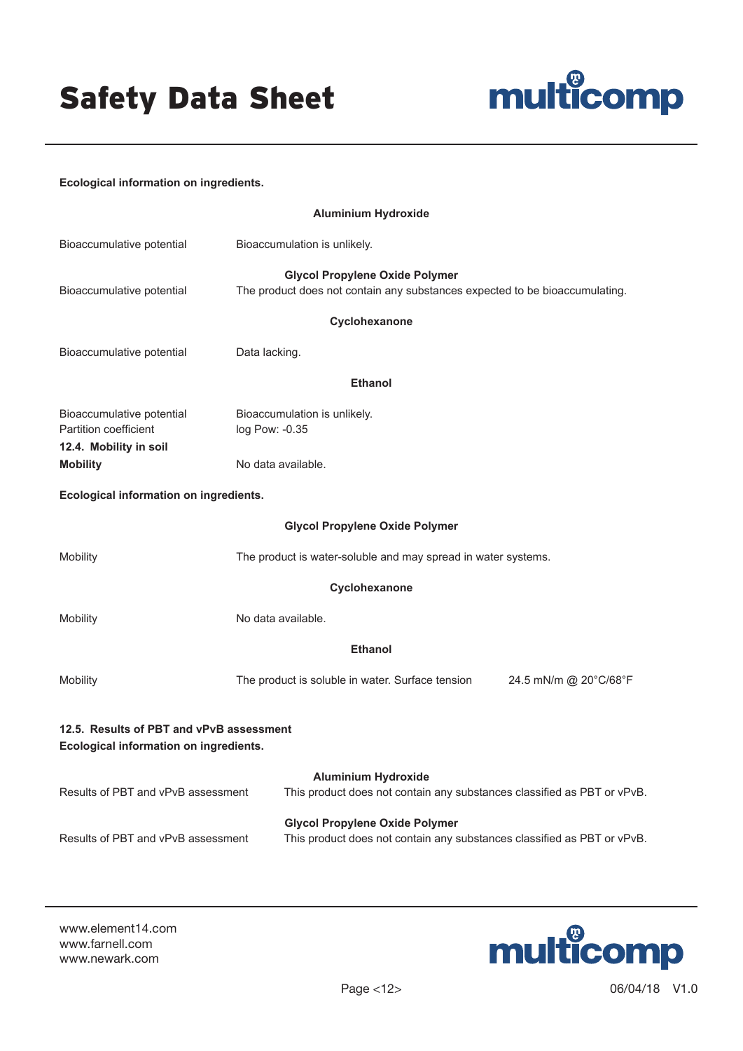**Ecological information on ingredients.**

**Aluminium Hydroxide**

| | |
|---|---|
| Bioaccumulative potential | Bioaccumulation is unlikely. |

**Glycol Propylene Oxide Polymer**

| | |
|---|---|
| Bioaccumulative potential | The product does not contain any substances expected to be bioaccumulating. |

**Cyclohexanone**

| | |
|---|---|
| Bioaccumulative potential | Data lacking. |

**Ethanol**

| | |
|---|---|
| Bioaccumulative potential | Bioaccumulation is unlikely. |
| Partition coefficient | log Pow: -0.35 |

**12.4. Mobility in soil**

| | |
|---|---|
| **Mobility** | No data available. |

**Ecological information on ingredients.**

**Glycol Propylene Oxide Polymer**

| | |
|---|---|
| Mobility | The product is water-soluble and may spread in water systems. |

**Cyclohexanone**

| | |
|---|---|
| Mobility | No data available. |

**Ethanol**

| | | |
|---|---|---|
| Mobility | The product is soluble in water. Surface tension | 24.5 mN/m @ 20°C/68°F |

**12.5. Results of PBT and vPvB assessment**

**Ecological information on ingredients.**

**Aluminium Hydroxide**

| | |
|---|---|
| Results of PBT and vPvB assessment | This product does not contain any substances classified as PBT or vPvB. |

**Glycol Propylene Oxide Polymer**

| | |
|---|---|
| Results of PBT and vPvB assessment | This product does not contain any substances classified as PBT or vPvB. |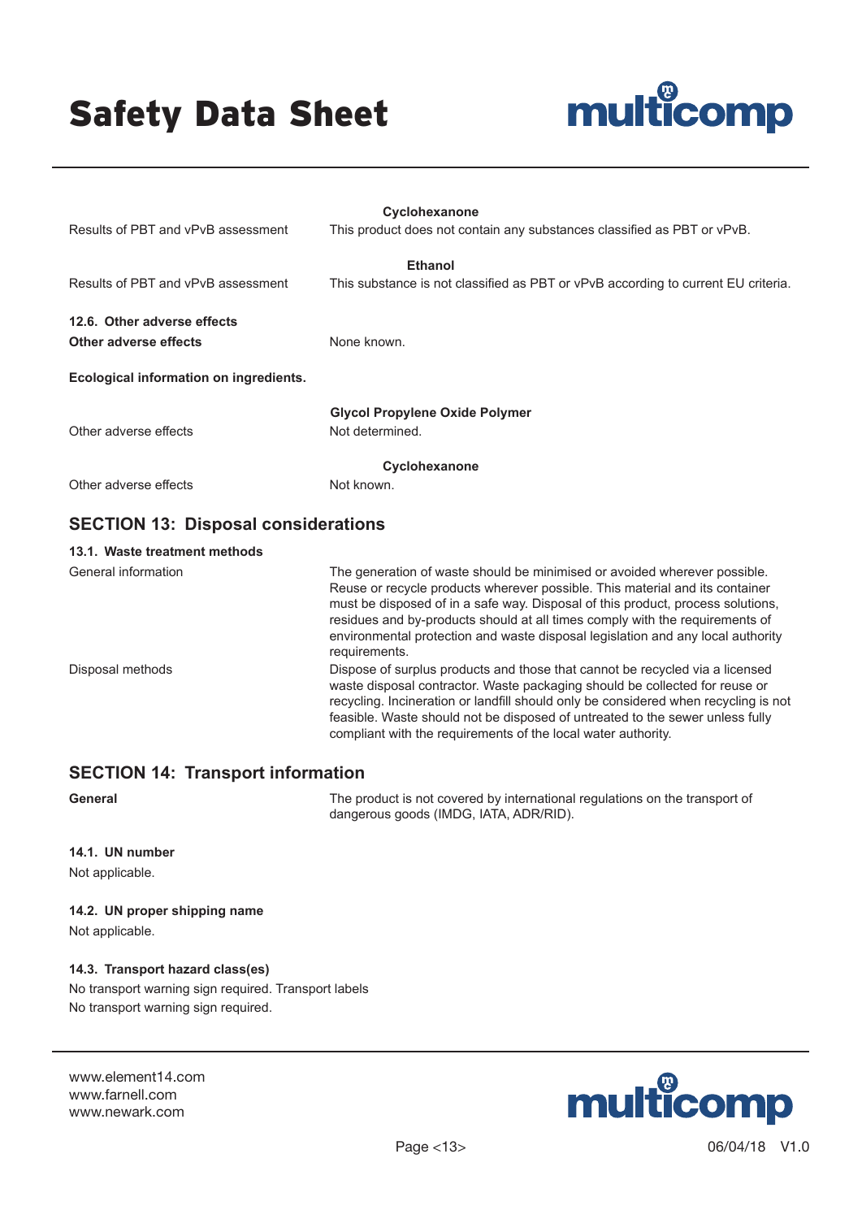**Cyclohexanone**

| | |
|---|---|
| Results of PBT and vPvB assessment | This product does not contain any substances classified as PBT or vPvB. |

**Ethanol**

| | |
|---|---|
| Results of PBT and vPvB assessment | This substance is not classified as PBT or vPvB according to current EU criteria. |

**12.6. Other adverse effects**

| | |
|---|---|
| **Other adverse effects** | None known. |

**Ecological information on ingredients.**

**Glycol Propylene Oxide Polymer**

| | |
|---|---|
| Other adverse effects | Not determined. |

**Cyclohexanone**

| | |
|---|---|
| Other adverse effects | Not known. |

## SECTION 13: Disposal considerations

**13.1. Waste treatment methods**

| | |
|---|---|
| General information | The generation of waste should be minimised or avoided wherever possible. Reuse or recycle products wherever possible. This material and its container must be disposed of in a safe way. Disposal of this product, process solutions, residues and by-products should at all times comply with the requirements of environmental protection and waste disposal legislation and any local authority requirements. |
| Disposal methods | Dispose of surplus products and those that cannot be recycled via a licensed waste disposal contractor. Waste packaging should be collected for reuse or recycling. Incineration or landfill should only be considered when recycling is not feasible. Waste should not be disposed of untreated to the sewer unless fully compliant with the requirements of the local water authority. |

## SECTION 14: Transport information

| | |
|---|---|
| **General** | The product is not covered by international regulations on the transport of dangerous goods (IMDG, IATA, ADR/RID). |

**14.1. UN number**

Not applicable.

**14.2. UN proper shipping name**

Not applicable.

**14.3. Transport hazard class(es)**

No transport warning sign required. Transport labels

No transport warning sign required.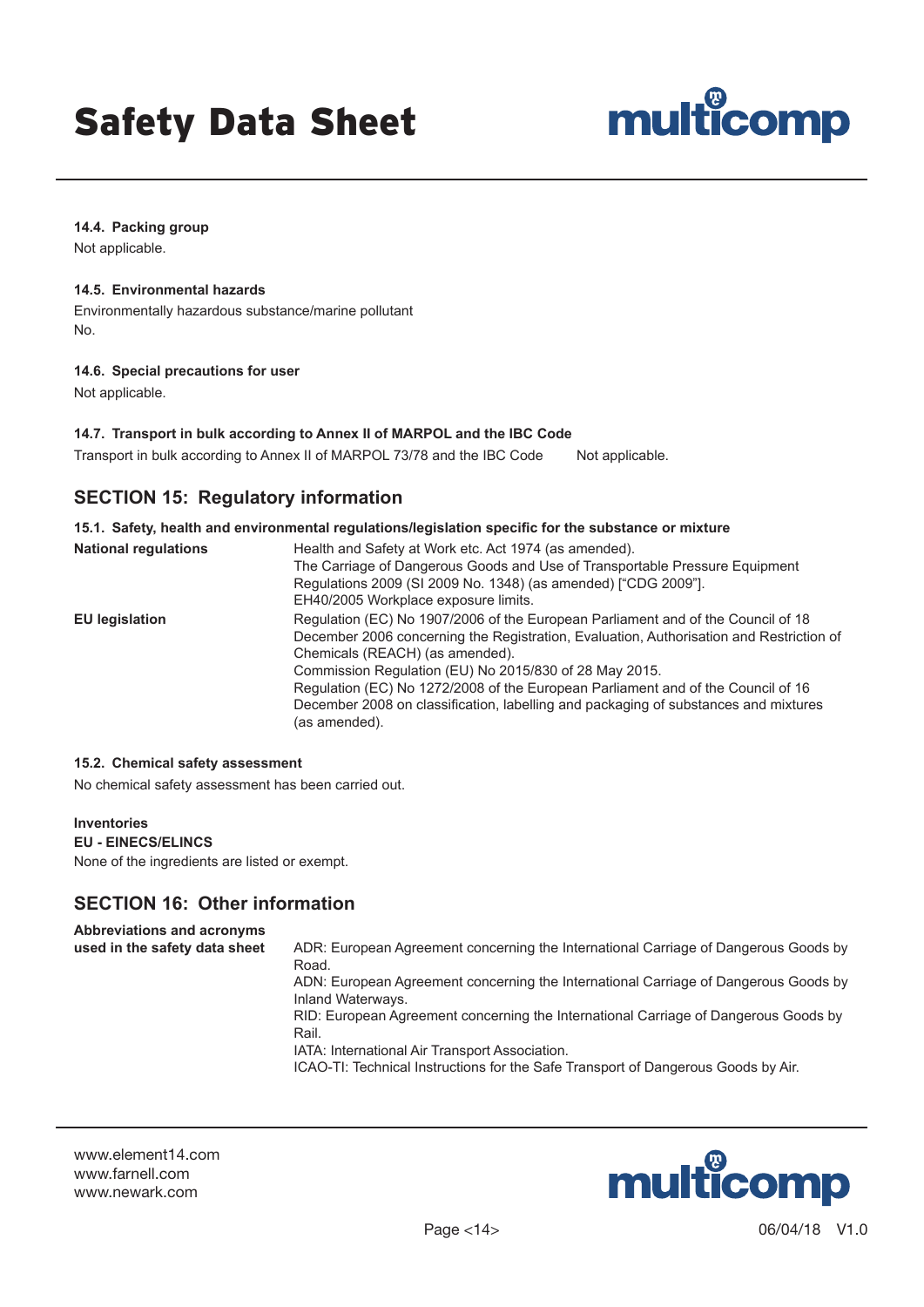#### 14.4. Packing group

Not applicable.

#### 14.5. Environmental hazards

Environmentally hazardous substance/marine pollutant

No.

#### 14.6. Special precautions for user

Not applicable.

#### 14.7. Transport in bulk according to Annex II of MARPOL and the IBC Code

Transport in bulk according to Annex II of MARPOL 73/78 and the IBC Code    Not applicable.

## SECTION 15: Regulatory information

#### 15.1. Safety, health and environmental regulations/legislation specific for the substance or mixture

| | |
|---|---|
| **National regulations** | Health and Safety at Work etc. Act 1974 (as amended).<br>The Carriage of Dangerous Goods and Use of Transportable Pressure Equipment Regulations 2009 (SI 2009 No. 1348) (as amended) ["CDG 2009"].<br>EH40/2005 Workplace exposure limits. |
| **EU legislation** | Regulation (EC) No 1907/2006 of the European Parliament and of the Council of 18 December 2006 concerning the Registration, Evaluation, Authorisation and Restriction of Chemicals (REACH) (as amended).<br>Commission Regulation (EU) No 2015/830 of 28 May 2015.<br>Regulation (EC) No 1272/2008 of the European Parliament and of the Council of 16 December 2008 on classification, labelling and packaging of substances and mixtures (as amended). |

#### 15.2. Chemical safety assessment

No chemical safety assessment has been carried out.

**Inventories**

**EU - EINECS/ELINCS**

None of the ingredients are listed or exempt.

## SECTION 16: Other information

| | |
|---|---|
| **Abbreviations and acronyms used in the safety data sheet** | ADR: European Agreement concerning the International Carriage of Dangerous Goods by Road.<br>ADN: European Agreement concerning the International Carriage of Dangerous Goods by Inland Waterways.<br>RID: European Agreement concerning the International Carriage of Dangerous Goods by Rail.<br>IATA: International Air Transport Association.<br>ICAO-TI: Technical Instructions for the Safe Transport of Dangerous Goods by Air. |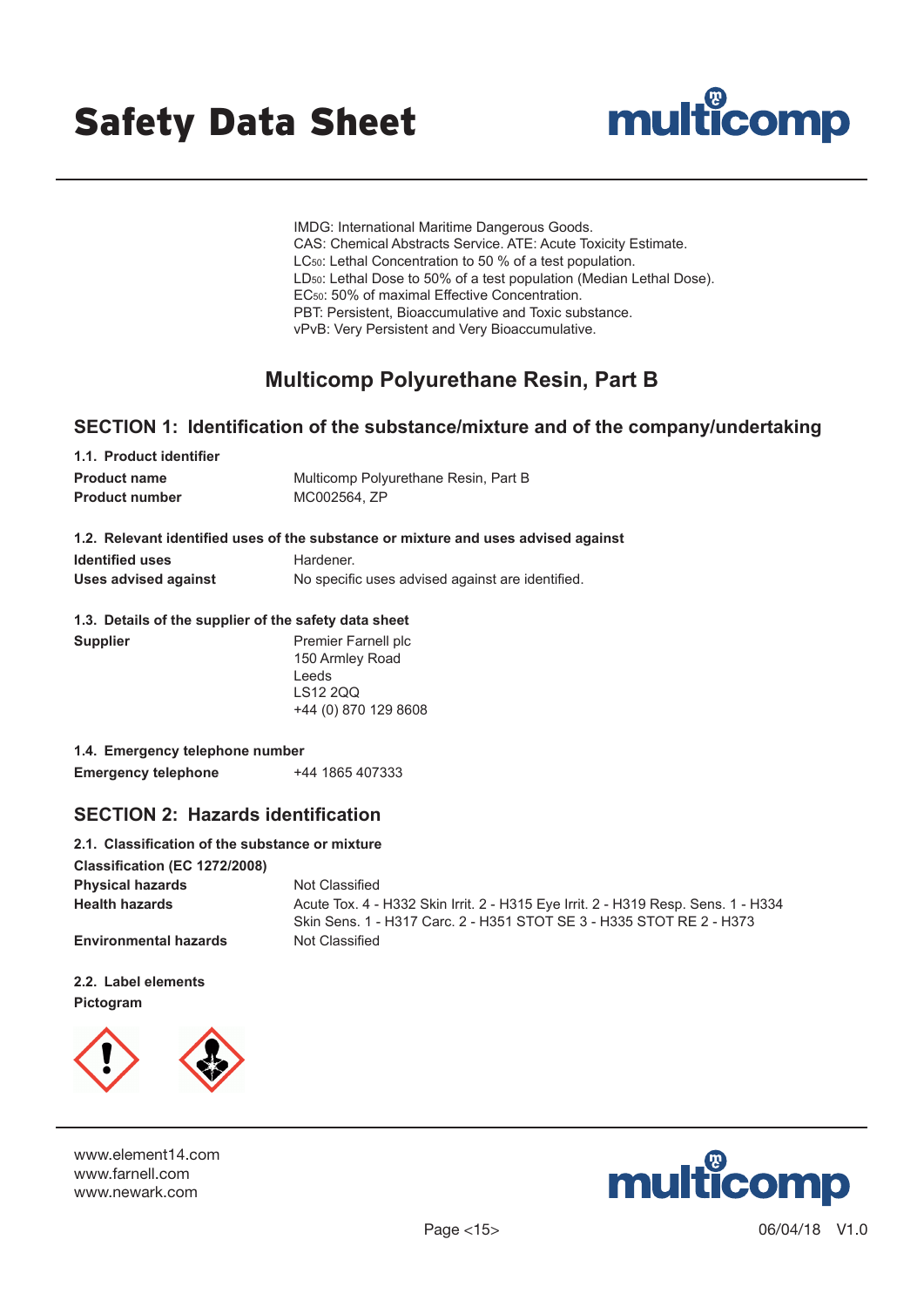IMDG: International Maritime Dangerous Goods.
CAS: Chemical Abstracts Service. ATE: Acute Toxicity Estimate.
$LC_{50}$: Lethal Concentration to 50 % of a test population.
$LD_{50}$: Lethal Dose to 50% of a test population (Median Lethal Dose).
$EC_{50}$: 50% of maximal Effective Concentration.
PBT: Persistent, Bioaccumulative and Toxic substance.
vPvB: Very Persistent and Very Bioaccumulative.

## Multicomp Polyurethane Resin, Part B

## SECTION 1: Identification of the substance/mixture and of the company/undertaking

### 1.1. Product identifier

**Product name** Multicomp Polyurethane Resin, Part B

**Product number** MC002564, ZP

### 1.2. Relevant identified uses of the substance or mixture and uses advised against

**Identified uses** Hardener.

**Uses advised against** No specific uses advised against are identified.

### 1.3. Details of the supplier of the safety data sheet

**Supplier**
Premier Farnell plc
150 Armley Road
Leeds
LS12 2QQ
+44 (0) 870 129 8608

### 1.4. Emergency telephone number

**Emergency telephone** +44 1865 407333

## SECTION 2: Hazards identification

### 2.1. Classification of the substance or mixture

**Classification (EC 1272/2008)**

**Physical hazards** Not Classified

**Health hazards** Acute Tox. 4 - H332 Skin Irrit. 2 - H315 Eye Irrit. 2 - H319 Resp. Sens. 1 - H334 Skin Sens. 1 - H317 Carc. 2 - H351 STOT SE 3 - H335 STOT RE 2 - H373

**Environmental hazards** Not Classified

### 2.2. Label elements

**Pictogram**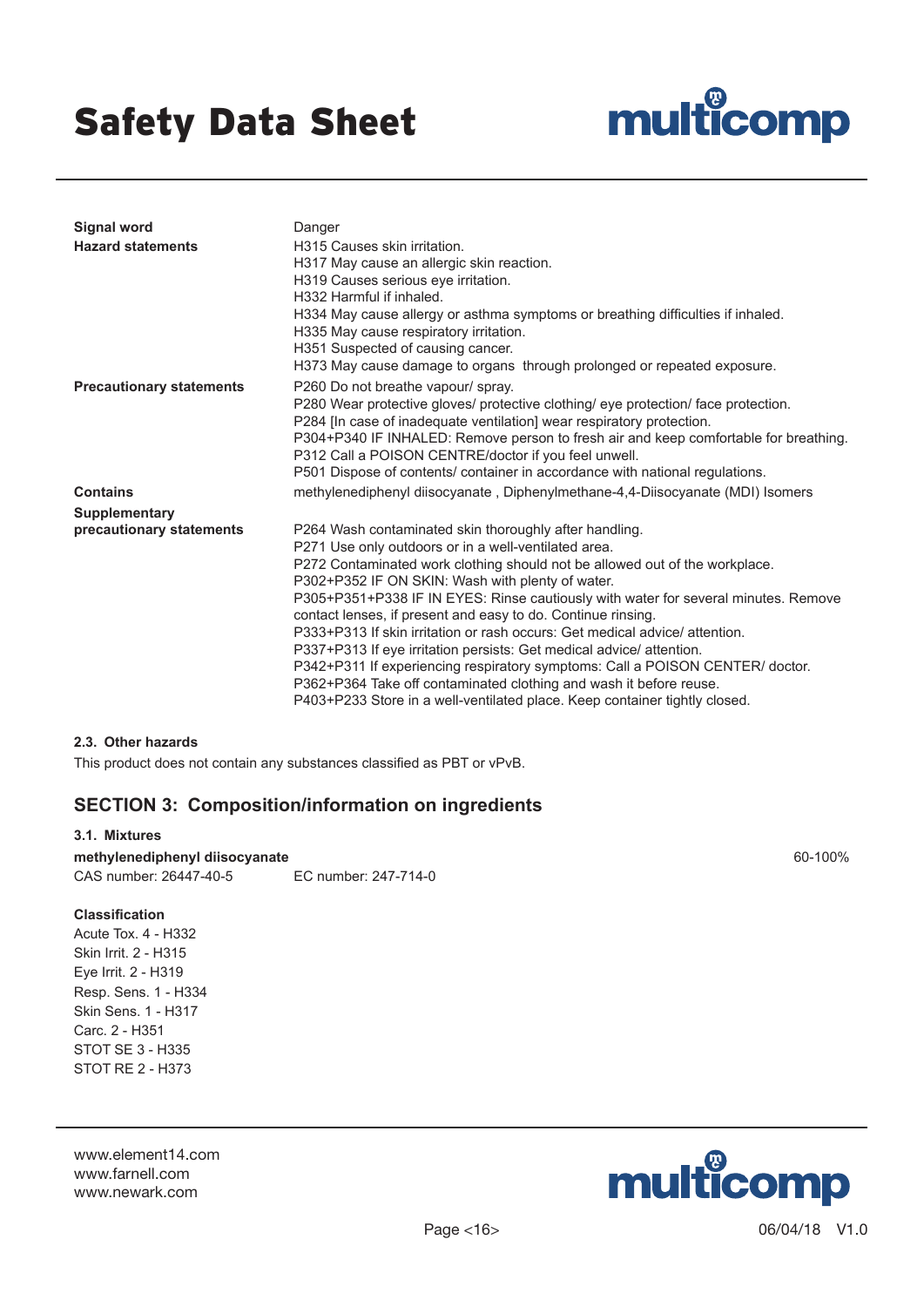| | |
|---|---|
| **Signal word** | Danger |
| **Hazard statements** | H315 Causes skin irritation.<br>H317 May cause an allergic skin reaction.<br>H319 Causes serious eye irritation.<br>H332 Harmful if inhaled.<br>H334 May cause allergy or asthma symptoms or breathing difficulties if inhaled.<br>H335 May cause respiratory irritation.<br>H351 Suspected of causing cancer.<br>H373 May cause damage to organs through prolonged or repeated exposure. |
| **Precautionary statements** | P260 Do not breathe vapour/ spray.<br>P280 Wear protective gloves/ protective clothing/ eye protection/ face protection.<br>P284 [In case of inadequate ventilation] wear respiratory protection.<br>P304+P340 IF INHALED: Remove person to fresh air and keep comfortable for breathing.<br>P312 Call a POISON CENTRE/doctor if you feel unwell.<br>P501 Dispose of contents/ container in accordance with national regulations. |
| **Contains** | methylenediphenyl diisocyanate , Diphenylmethane-4,4-Diisocyanate (MDI) Isomers |
| **Supplementary precautionary statements** | P264 Wash contaminated skin thoroughly after handling.<br>P271 Use only outdoors or in a well-ventilated area.<br>P272 Contaminated work clothing should not be allowed out of the workplace.<br>P302+P352 IF ON SKIN: Wash with plenty of water.<br>P305+P351+P338 IF IN EYES: Rinse cautiously with water for several minutes. Remove contact lenses, if present and easy to do. Continue rinsing.<br>P333+P313 If skin irritation or rash occurs: Get medical advice/ attention.<br>P337+P313 If eye irritation persists: Get medical advice/ attention.<br>P342+P311 If experiencing respiratory symptoms: Call a POISON CENTER/ doctor.<br>P362+P364 Take off contaminated clothing and wash it before reuse.<br>P403+P233 Store in a well-ventilated place. Keep container tightly closed. |

#### 2.3. Other hazards

This product does not contain any substances classified as PBT or vPvB.

## SECTION 3: Composition/information on ingredients

#### 3.1. Mixtures

**methylenediphenyl diisocyanate** 60-100%

CAS number: 26447-40-5 EC number: 247-714-0

**Classification**

Acute Tox. 4 - H332
Skin Irrit. 2 - H315
Eye Irrit. 2 - H319
Resp. Sens. 1 - H334
Skin Sens. 1 - H317
Carc. 2 - H351
STOT SE 3 - H335
STOT RE 2 - H373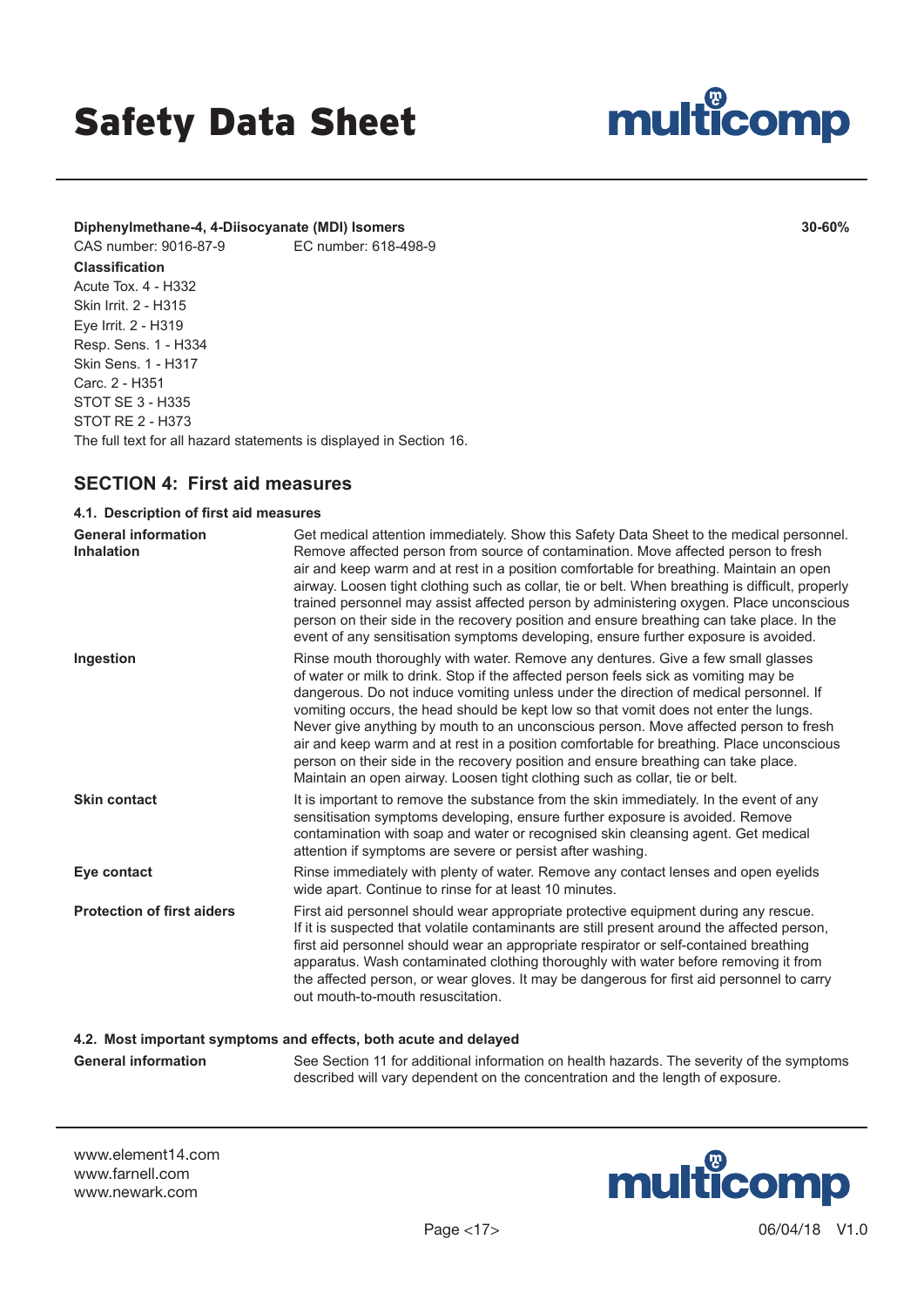**Diphenylmethane-4, 4-Diisocyanate (MDI) Isomers** **30-60%**

CAS number: 9016-87-9 EC number: 618-498-9

**Classification**

Acute Tox. 4 - H332
Skin Irrit. 2 - H315
Eye Irrit. 2 - H319
Resp. Sens. 1 - H334
Skin Sens. 1 - H317
Carc. 2 - H351
STOT SE 3 - H335
STOT RE 2 - H373

The full text for all hazard statements is displayed in Section 16.

## SECTION 4: First aid measures

### 4.1. Description of first aid measures

**General information**
Get medical attention immediately. Show this Safety Data Sheet to the medical personnel.

**Inhalation**
Remove affected person from source of contamination. Move affected person to fresh air and keep warm and at rest in a position comfortable for breathing. Maintain an open airway. Loosen tight clothing such as collar, tie or belt. When breathing is difficult, properly trained personnel may assist affected person by administering oxygen. Place unconscious person on their side in the recovery position and ensure breathing can take place. In the event of any sensitisation symptoms developing, ensure further exposure is avoided.

**Ingestion**
Rinse mouth thoroughly with water. Remove any dentures. Give a few small glasses of water or milk to drink. Stop if the affected person feels sick as vomiting may be dangerous. Do not induce vomiting unless under the direction of medical personnel. If vomiting occurs, the head should be kept low so that vomit does not enter the lungs. Never give anything by mouth to an unconscious person. Move affected person to fresh air and keep warm and at rest in a position comfortable for breathing. Place unconscious person on their side in the recovery position and ensure breathing can take place. Maintain an open airway. Loosen tight clothing such as collar, tie or belt.

**Skin contact**
It is important to remove the substance from the skin immediately. In the event of any sensitisation symptoms developing, ensure further exposure is avoided. Remove contamination with soap and water or recognised skin cleansing agent. Get medical attention if symptoms are severe or persist after washing.

**Eye contact**
Rinse immediately with plenty of water. Remove any contact lenses and open eyelids wide apart. Continue to rinse for at least 10 minutes.

**Protection of first aiders**
First aid personnel should wear appropriate protective equipment during any rescue. If it is suspected that volatile contaminants are still present around the affected person, first aid personnel should wear an appropriate respirator or self-contained breathing apparatus. Wash contaminated clothing thoroughly with water before removing it from the affected person, or wear gloves. It may be dangerous for first aid personnel to carry out mouth-to-mouth resuscitation.

### 4.2. Most important symptoms and effects, both acute and delayed

**General information**
See Section 11 for additional information on health hazards. The severity of the symptoms described will vary dependent on the concentration and the length of exposure.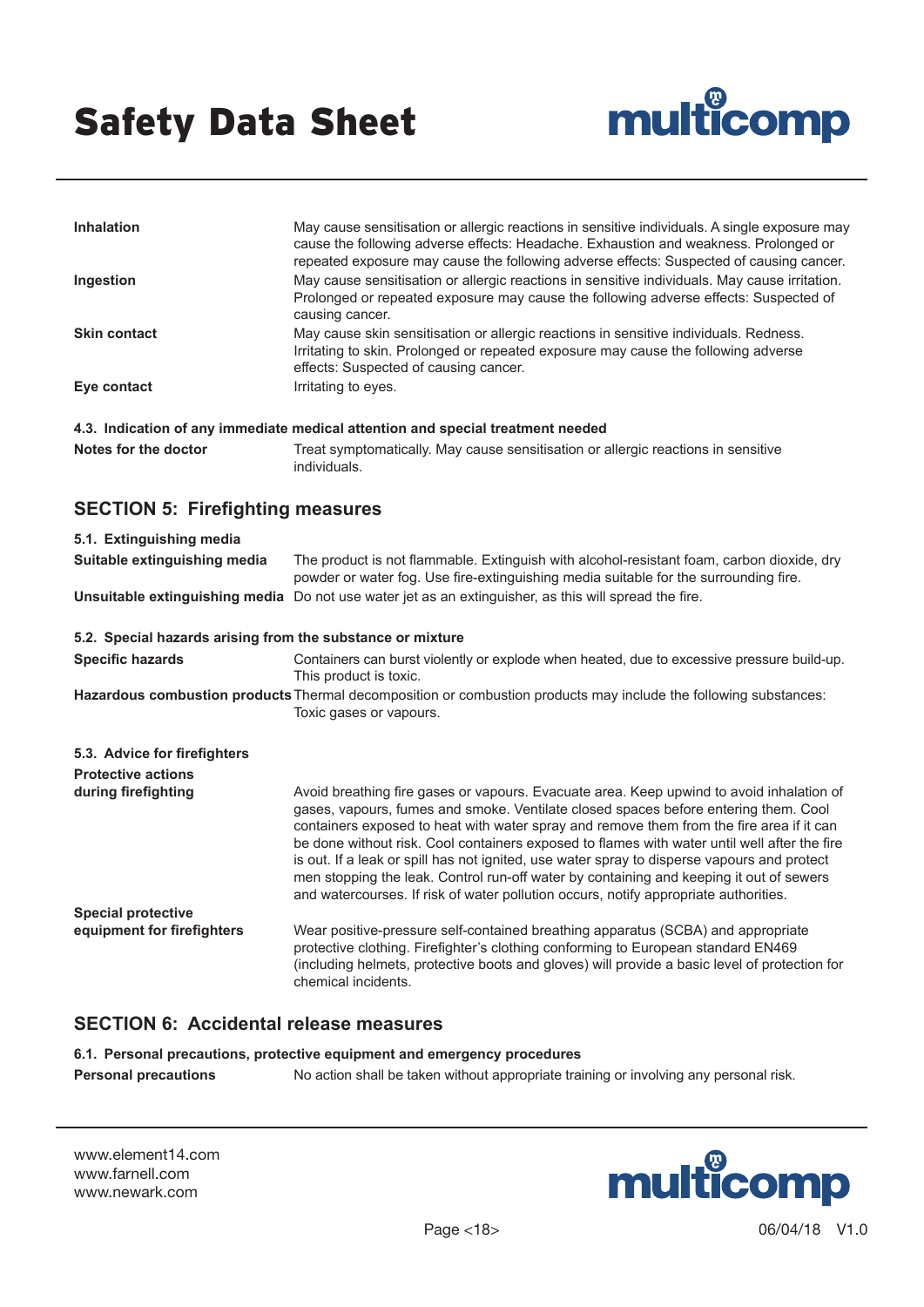| | |
|---|---|
| **Inhalation** | May cause sensitisation or allergic reactions in sensitive individuals. A single exposure may cause the following adverse effects: Headache. Exhaustion and weakness. Prolonged or repeated exposure may cause the following adverse effects: Suspected of causing cancer. |
| **Ingestion** | May cause sensitisation or allergic reactions in sensitive individuals. May cause irritation. Prolonged or repeated exposure may cause the following adverse effects: Suspected of causing cancer. |
| **Skin contact** | May cause skin sensitisation or allergic reactions in sensitive individuals. Redness. Irritating to skin. Prolonged or repeated exposure may cause the following adverse effects: Suspected of causing cancer. |
| **Eye contact** | Irritating to eyes. |

### 4.3. Indication of any immediate medical attention and special treatment needed

| | |
|---|---|
| **Notes for the doctor** | Treat symptomatically. May cause sensitisation or allergic reactions in sensitive individuals. |

## SECTION 5: Firefighting measures

### 5.1. Extinguishing media

| | |
|---|---|
| **Suitable extinguishing media** | The product is not flammable. Extinguish with alcohol-resistant foam, carbon dioxide, dry powder or water fog. Use fire-extinguishing media suitable for the surrounding fire. |
| **Unsuitable extinguishing media** | Do not use water jet as an extinguisher, as this will spread the fire. |

### 5.2. Special hazards arising from the substance or mixture

| | |
|---|---|
| **Specific hazards** | Containers can burst violently or explode when heated, due to excessive pressure build-up. This product is toxic. |
| **Hazardous combustion products** | Thermal decomposition or combustion products may include the following substances: Toxic gases or vapours. |

### 5.3. Advice for firefighters

| | |
|---|---|
| **Protective actions during firefighting** | Avoid breathing fire gases or vapours. Evacuate area. Keep upwind to avoid inhalation of gases, vapours, fumes and smoke. Ventilate closed spaces before entering them. Cool containers exposed to heat with water spray and remove them from the fire area if it can be done without risk. Cool containers exposed to flames with water until well after the fire is out. If a leak or spill has not ignited, use water spray to disperse vapours and protect men stopping the leak. Control run-off water by containing and keeping it out of sewers and watercourses. If risk of water pollution occurs, notify appropriate authorities. |
| **Special protective equipment for firefighters** | Wear positive-pressure self-contained breathing apparatus (SCBA) and appropriate protective clothing. Firefighter's clothing conforming to European standard EN469 (including helmets, protective boots and gloves) will provide a basic level of protection for chemical incidents. |

## SECTION 6: Accidental release measures

### 6.1. Personal precautions, protective equipment and emergency procedures

| | |
|---|---|
| **Personal precautions** | No action shall be taken without appropriate training or involving any personal risk. |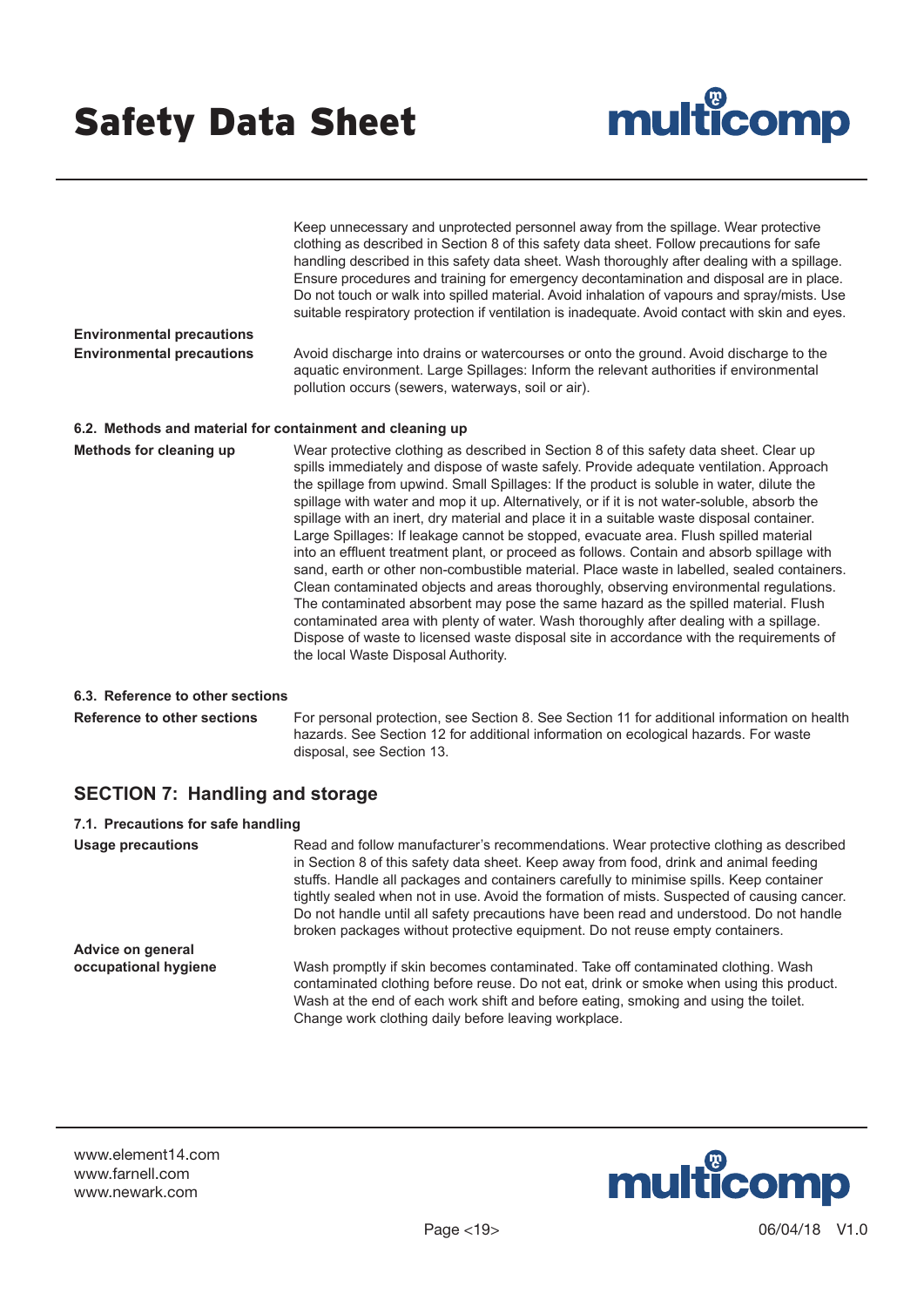Keep unnecessary and unprotected personnel away from the spillage. Wear protective clothing as described in Section 8 of this safety data sheet. Follow precautions for safe handling described in this safety data sheet. Wash thoroughly after dealing with a spillage. Ensure procedures and training for emergency decontamination and disposal are in place. Do not touch or walk into spilled material. Avoid inhalation of vapours and spray/mists. Use suitable respiratory protection if ventilation is inadequate. Avoid contact with skin and eyes.

**Environmental precautions**

**Environmental precautions** Avoid discharge into drains or watercourses or onto the ground. Avoid discharge to the aquatic environment. Large Spillages: Inform the relevant authorities if environmental pollution occurs (sewers, waterways, soil or air).

### 6.2. Methods and material for containment and cleaning up

**Methods for cleaning up** Wear protective clothing as described in Section 8 of this safety data sheet. Clear up spills immediately and dispose of waste safely. Provide adequate ventilation. Approach the spillage from upwind. Small Spillages: If the product is soluble in water, dilute the spillage with water and mop it up. Alternatively, or if it is not water-soluble, absorb the spillage with an inert, dry material and place it in a suitable waste disposal container. Large Spillages: If leakage cannot be stopped, evacuate area. Flush spilled material into an effluent treatment plant, or proceed as follows. Contain and absorb spillage with sand, earth or other non-combustible material. Place waste in labelled, sealed containers. Clean contaminated objects and areas thoroughly, observing environmental regulations. The contaminated absorbent may pose the same hazard as the spilled material. Flush contaminated area with plenty of water. Wash thoroughly after dealing with a spillage. Dispose of waste to licensed waste disposal site in accordance with the requirements of the local Waste Disposal Authority.

### 6.3. Reference to other sections

**Reference to other sections** For personal protection, see Section 8. See Section 11 for additional information on health hazards. See Section 12 for additional information on ecological hazards. For waste disposal, see Section 13.

## SECTION 7: Handling and storage

### 7.1. Precautions for safe handling

**Usage precautions** Read and follow manufacturer's recommendations. Wear protective clothing as described in Section 8 of this safety data sheet. Keep away from food, drink and animal feeding stuffs. Handle all packages and containers carefully to minimise spills. Keep container tightly sealed when not in use. Avoid the formation of mists. Suspected of causing cancer. Do not handle until all safety precautions have been read and understood. Do not handle broken packages without protective equipment. Do not reuse empty containers.

**Advice on general occupational hygiene** Wash promptly if skin becomes contaminated. Take off contaminated clothing. Wash contaminated clothing before reuse. Do not eat, drink or smoke when using this product. Wash at the end of each work shift and before eating, smoking and using the toilet. Change work clothing daily before leaving workplace.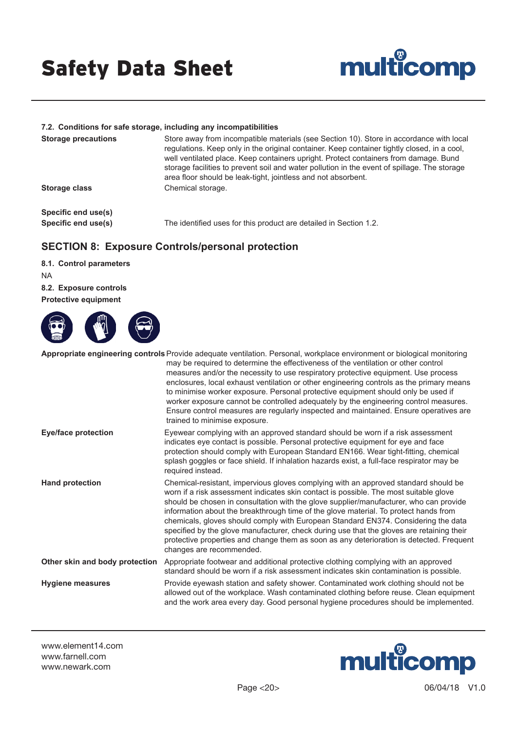### 7.2. Conditions for safe storage, including any incompatibilities

| | |
|---|---|
| **Storage precautions** | Store away from incompatible materials (see Section 10). Store in accordance with local regulations. Keep only in the original container. Keep container tightly closed, in a cool, well ventilated place. Keep containers upright. Protect containers from damage. Bund storage facilities to prevent soil and water pollution in the event of spillage. The storage area floor should be leak-tight, jointless and not absorbent. |
| **Storage class** | Chemical storage. |

**Specific end use(s)**

| | |
|---|---|
| **Specific end use(s)** | The identified uses for this product are detailed in Section 1.2. |

## SECTION 8: Exposure Controls/personal protection

### 8.1. Control parameters

NA

### 8.2. Exposure controls

**Protective equipment**

| | |
|---|---|
| **Appropriate engineering controls** | Provide adequate ventilation. Personal, workplace environment or biological monitoring may be required to determine the effectiveness of the ventilation or other control measures and/or the necessity to use respiratory protective equipment. Use process enclosures, local exhaust ventilation or other engineering controls as the primary means to minimise worker exposure. Personal protective equipment should only be used if worker exposure cannot be controlled adequately by the engineering control measures. Ensure control measures are regularly inspected and maintained. Ensure operatives are trained to minimise exposure. |
| **Eye/face protection** | Eyewear complying with an approved standard should be worn if a risk assessment indicates eye contact is possible. Personal protective equipment for eye and face protection should comply with European Standard EN166. Wear tight-fitting, chemical splash goggles or face shield. If inhalation hazards exist, a full-face respirator may be required instead. |
| **Hand protection** | Chemical-resistant, impervious gloves complying with an approved standard should be worn if a risk assessment indicates skin contact is possible. The most suitable glove should be chosen in consultation with the glove supplier/manufacturer, who can provide information about the breakthrough time of the glove material. To protect hands from chemicals, gloves should comply with European Standard EN374. Considering the data specified by the glove manufacturer, check during use that the gloves are retaining their protective properties and change them as soon as any deterioration is detected. Frequent changes are recommended. |
| **Other skin and body protection** | Appropriate footwear and additional protective clothing complying with an approved standard should be worn if a risk assessment indicates skin contamination is possible. |
| **Hygiene measures** | Provide eyewash station and safety shower. Contaminated work clothing should not be allowed out of the workplace. Wash contaminated clothing before reuse. Clean equipment and the work area every day. Good personal hygiene procedures should be implemented. |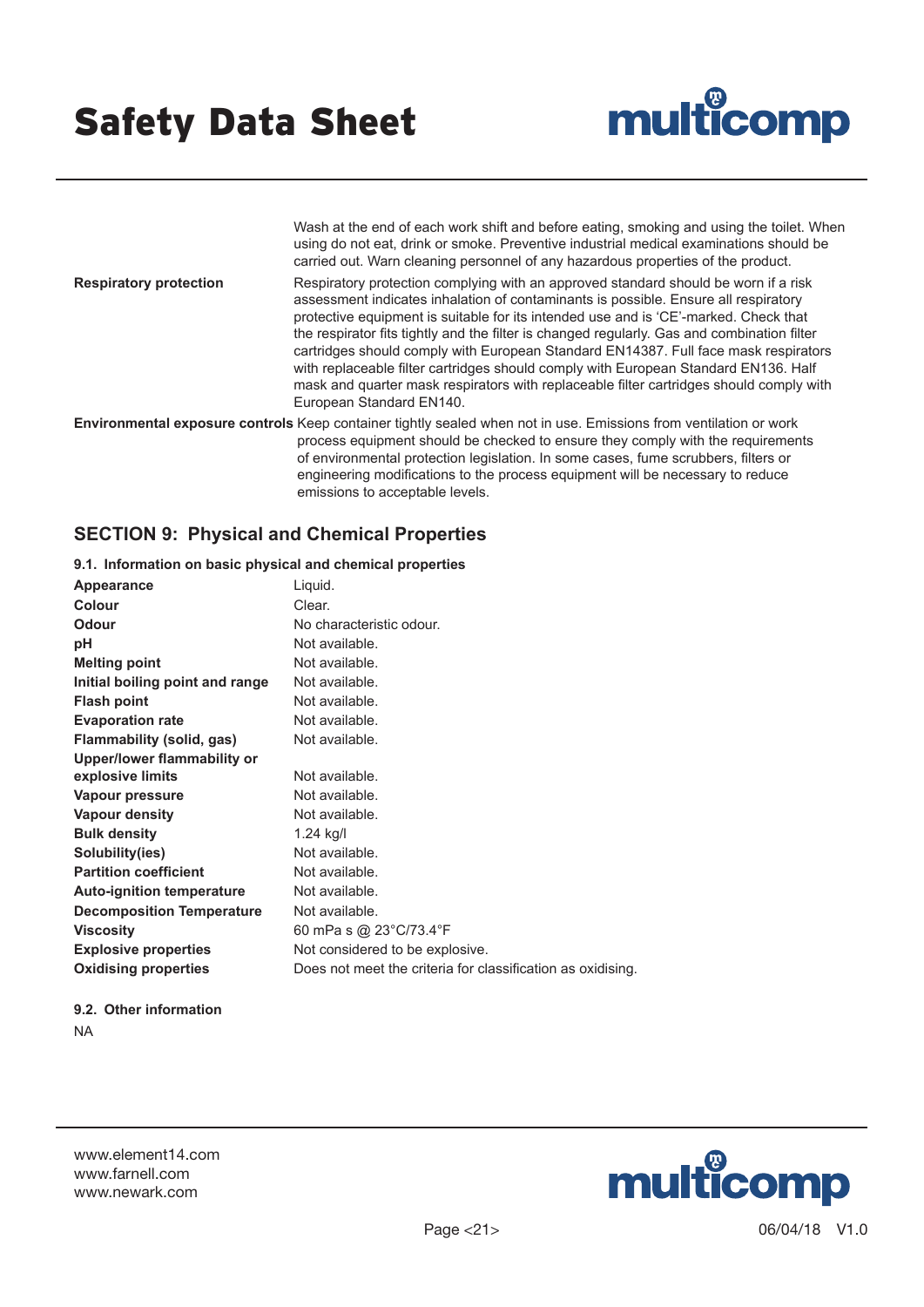| | |
|---|---|
| | Wash at the end of each work shift and before eating, smoking and using the toilet. When using do not eat, drink or smoke. Preventive industrial medical examinations should be carried out. Warn cleaning personnel of any hazardous properties of the product. |
| **Respiratory protection** | Respiratory protection complying with an approved standard should be worn if a risk assessment indicates inhalation of contaminants is possible. Ensure all respiratory protective equipment is suitable for its intended use and is 'CE'-marked. Check that the respirator fits tightly and the filter is changed regularly. Gas and combination filter cartridges should comply with European Standard EN14387. Full face mask respirators with replaceable filter cartridges should comply with European Standard EN136. Half mask and quarter mask respirators with replaceable filter cartridges should comply with European Standard EN140. |
| **Environmental exposure controls** | Keep container tightly sealed when not in use. Emissions from ventilation or work process equipment should be checked to ensure they comply with the requirements of environmental protection legislation. In some cases, fume scrubbers, filters or engineering modifications to the process equipment will be necessary to reduce emissions to acceptable levels. |

## SECTION 9: Physical and Chemical Properties

### 9.1. Information on basic physical and chemical properties

| | |
|---|---|
| **Appearance** | Liquid. |
| **Colour** | Clear. |
| **Odour** | No characteristic odour. |
| **pH** | Not available. |
| **Melting point** | Not available. |
| **Initial boiling point and range** | Not available. |
| **Flash point** | Not available. |
| **Evaporation rate** | Not available. |
| **Flammability (solid, gas)** | Not available. |
| **Upper/lower flammability or explosive limits** | Not available. |
| **Vapour pressure** | Not available. |
| **Vapour density** | Not available. |
| **Bulk density** | 1.24 kg/l |
| **Solubility(ies)** | Not available. |
| **Partition coefficient** | Not available. |
| **Auto-ignition temperature** | Not available. |
| **Decomposition Temperature** | Not available. |
| **Viscosity** | 60 mPa s @ 23°C/73.4°F |
| **Explosive properties** | Not considered to be explosive. |
| **Oxidising properties** | Does not meet the criteria for classification as oxidising. |

### 9.2. Other information

NA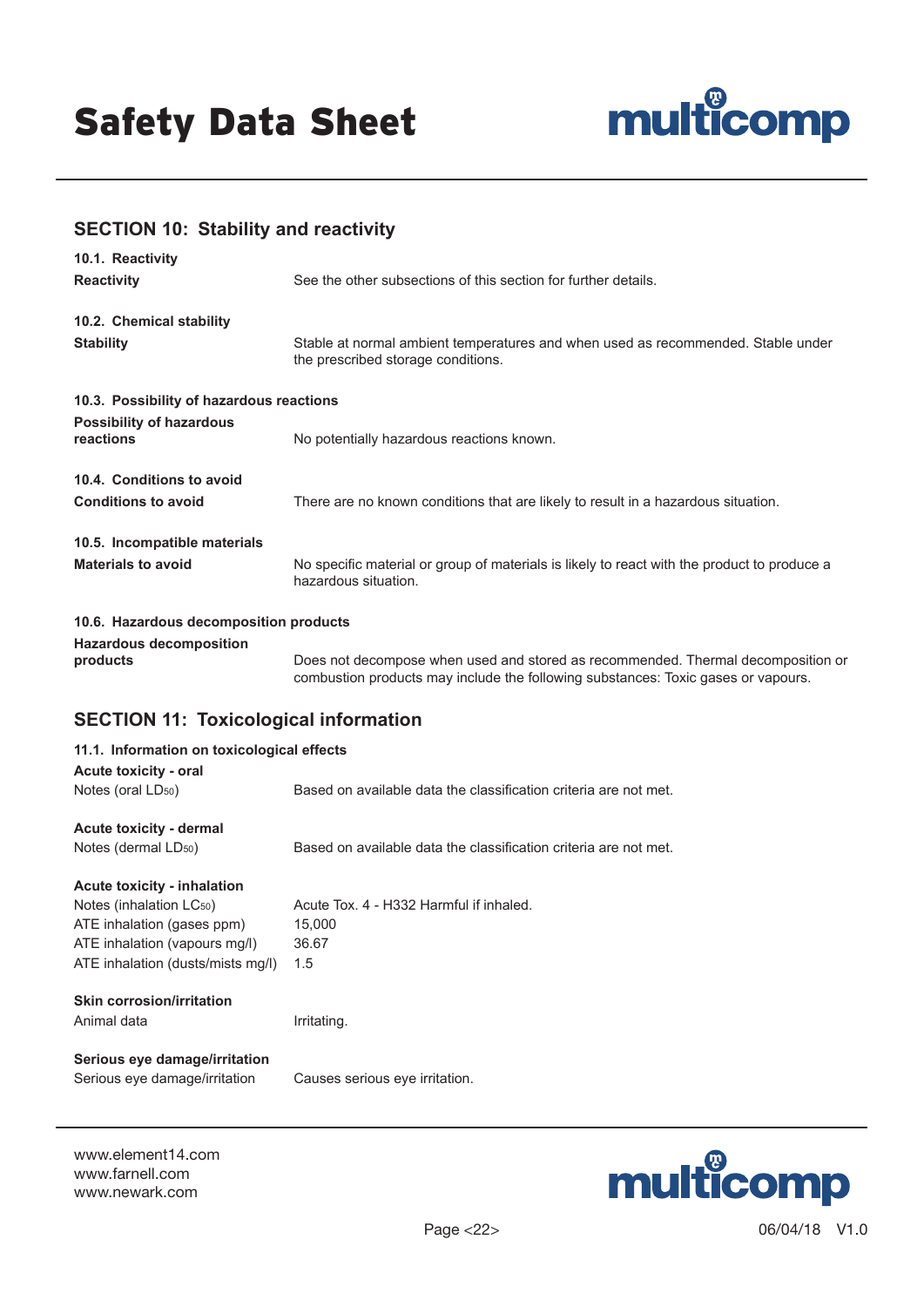## SECTION 10: Stability and reactivity

**10.1. Reactivity**

**Reactivity** See the other subsections of this section for further details.

**10.2. Chemical stability**

**Stability** Stable at normal ambient temperatures and when used as recommended. Stable under the prescribed storage conditions.

**10.3. Possibility of hazardous reactions**

**Possibility of hazardous reactions** No potentially hazardous reactions known.

**10.4. Conditions to avoid**

**Conditions to avoid** There are no known conditions that are likely to result in a hazardous situation.

**10.5. Incompatible materials**

**Materials to avoid** No specific material or group of materials is likely to react with the product to produce a hazardous situation.

**10.6. Hazardous decomposition products**

**Hazardous decomposition products** Does not decompose when used and stored as recommended. Thermal decomposition or combustion products may include the following substances: Toxic gases or vapours.

## SECTION 11: Toxicological information

**11.1. Information on toxicological effects**

**Acute toxicity - oral**

Notes (oral $LD_{50}$) Based on available data the classification criteria are not met.

**Acute toxicity - dermal**

Notes (dermal $LD_{50}$) Based on available data the classification criteria are not met.

**Acute toxicity - inhalation**

| | |
|---|---|
| Notes (inhalation $LC_{50}$) | Acute Tox. 4 - H332 Harmful if inhaled. |
| ATE inhalation (gases ppm) | 15,000 |
| ATE inhalation (vapours mg/l) | 36.67 |
| ATE inhalation (dusts/mists mg/l) | 1.5 |

**Skin corrosion/irritation**

Animal data Irritating.

**Serious eye damage/irritation**

Serious eye damage/irritation Causes serious eye irritation.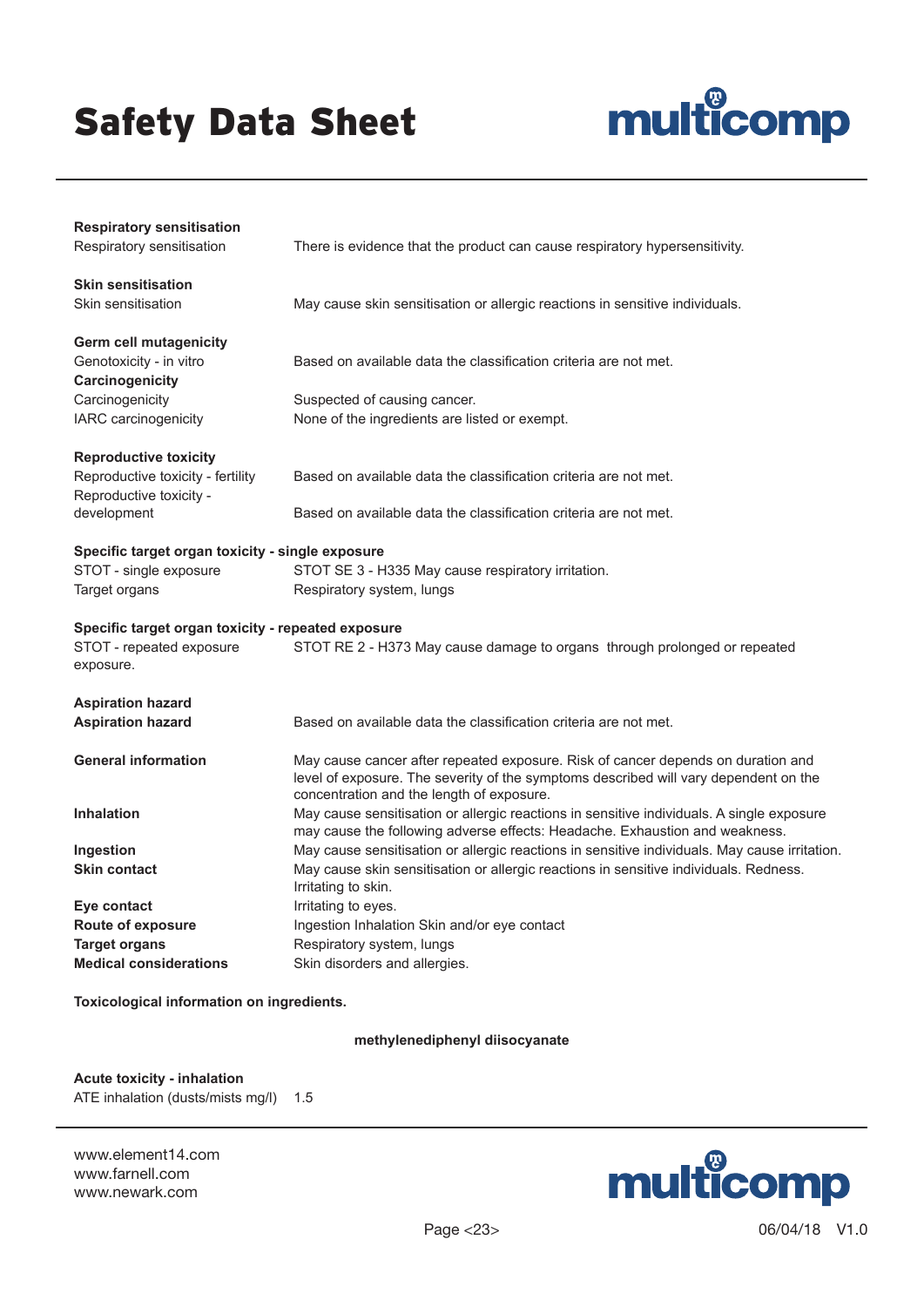**Respiratory sensitisation**

| | |
|---|---|
| Respiratory sensitisation | There is evidence that the product can cause respiratory hypersensitivity. |

**Skin sensitisation**

| | |
|---|---|
| Skin sensitisation | May cause skin sensitisation or allergic reactions in sensitive individuals. |

**Germ cell mutagenicity**

| | |
|---|---|
| Genotoxicity - in vitro | Based on available data the classification criteria are not met. |

**Carcinogenicity**

| | |
|---|---|
| Carcinogenicity | Suspected of causing cancer. |
| IARC carcinogenicity | None of the ingredients are listed or exempt. |

**Reproductive toxicity**

| | |
|---|---|
| Reproductive toxicity - fertility | Based on available data the classification criteria are not met. |
| Reproductive toxicity - development | Based on available data the classification criteria are not met. |

**Specific target organ toxicity - single exposure**

| | |
|---|---|
| STOT - single exposure | STOT SE 3 - H335 May cause respiratory irritation. |
| Target organs | Respiratory system, lungs |

**Specific target organ toxicity - repeated exposure**

| | |
|---|---|
| STOT - repeated exposure | STOT RE 2 - H373 May cause damage to organs through prolonged or repeated exposure. |

**Aspiration hazard**

| | |
|---|---|
| **Aspiration hazard** | Based on available data the classification criteria are not met. |

| | |
|---|---|
| **General information** | May cause cancer after repeated exposure. Risk of cancer depends on duration and level of exposure. The severity of the symptoms described will vary dependent on the concentration and the length of exposure. |
| **Inhalation** | May cause sensitisation or allergic reactions in sensitive individuals. A single exposure may cause the following adverse effects: Headache. Exhaustion and weakness. |
| **Ingestion** | May cause sensitisation or allergic reactions in sensitive individuals. May cause irritation. |
| **Skin contact** | May cause skin sensitisation or allergic reactions in sensitive individuals. Redness. Irritating to skin. |
| **Eye contact** | Irritating to eyes. |
| **Route of exposure** | Ingestion Inhalation Skin and/or eye contact |
| **Target organs** | Respiratory system, lungs |
| **Medical considerations** | Skin disorders and allergies. |

**Toxicological information on ingredients.**

**methylenediphenyl diisocyanate**

**Acute toxicity - inhalation**

| | |
|---|---|
| ATE inhalation (dusts/mists mg/l) | 1.5 |

www.element14.com
www.farnell.com
www.newark.com

06/04/18 V1.0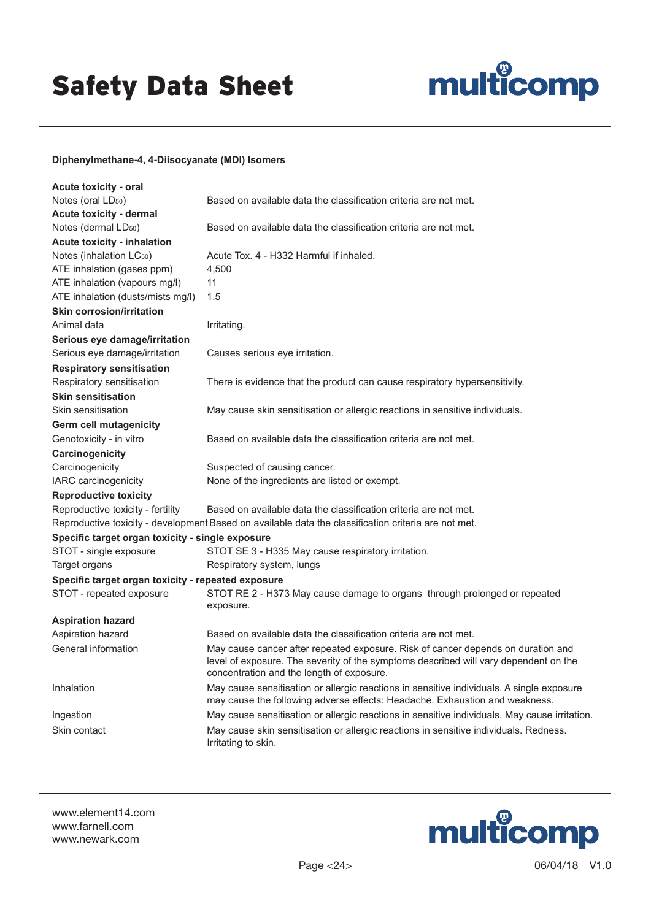**Diphenylmethane-4, 4-Diisocyanate (MDI) Isomers**

**Acute toxicity - oral**

| | |
|---|---|
| Notes (oral $LD_{50}$) | Based on available data the classification criteria are not met. |

**Acute toxicity - dermal**

| | |
|---|---|
| Notes (dermal $LD_{50}$) | Based on available data the classification criteria are not met. |

**Acute toxicity - inhalation**

| | |
|---|---|
| Notes (inhalation $LC_{50}$) | Acute Tox. 4 - H332 Harmful if inhaled. |
| ATE inhalation (gases ppm) | 4,500 |
| ATE inhalation (vapours mg/l) | 11 |
| ATE inhalation (dusts/mists mg/l) | 1.5 |

**Skin corrosion/irritation**

| | |
|---|---|
| Animal data | Irritating. |

**Serious eye damage/irritation**

| | |
|---|---|
| Serious eye damage/irritation | Causes serious eye irritation. |

**Respiratory sensitisation**

| | |
|---|---|
| Respiratory sensitisation | There is evidence that the product can cause respiratory hypersensitivity. |

**Skin sensitisation**

| | |
|---|---|
| Skin sensitisation | May cause skin sensitisation or allergic reactions in sensitive individuals. |

**Germ cell mutagenicity**

| | |
|---|---|
| Genotoxicity - in vitro | Based on available data the classification criteria are not met. |

**Carcinogenicity**

| | |
|---|---|
| Carcinogenicity | Suspected of causing cancer. |
| IARC carcinogenicity | None of the ingredients are listed or exempt. |

**Reproductive toxicity**

| | |
|---|---|
| Reproductive toxicity - fertility | Based on available data the classification criteria are not met. |
| Reproductive toxicity - development | Based on available data the classification criteria are not met. |

**Specific target organ toxicity - single exposure**

| | |
|---|---|
| STOT - single exposure | STOT SE 3 - H335 May cause respiratory irritation. |
| Target organs | Respiratory system, lungs |

**Specific target organ toxicity - repeated exposure**

| | |
|---|---|
| STOT - repeated exposure | STOT RE 2 - H373 May cause damage to organs through prolonged or repeated exposure. |

**Aspiration hazard**

| | |
|---|---|
| Aspiration hazard | Based on available data the classification criteria are not met. |
| General information | May cause cancer after repeated exposure. Risk of cancer depends on duration and level of exposure. The severity of the symptoms described will vary dependent on the concentration and the length of exposure. |
| Inhalation | May cause sensitisation or allergic reactions in sensitive individuals. A single exposure may cause the following adverse effects: Headache. Exhaustion and weakness. |
| Ingestion | May cause sensitisation or allergic reactions in sensitive individuals. May cause irritation. |
| Skin contact | May cause skin sensitisation or allergic reactions in sensitive individuals. Redness. Irritating to skin. |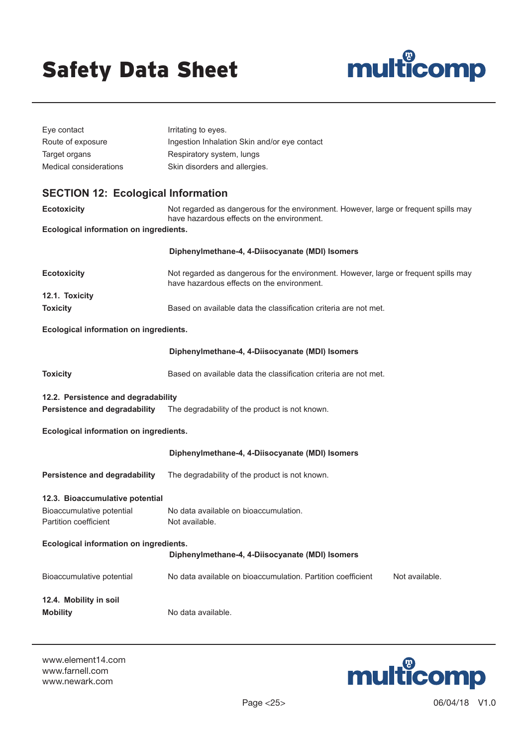| | |
|---|---|
| Eye contact | Irritating to eyes. |
| Route of exposure | Ingestion Inhalation Skin and/or eye contact |
| Target organs | Respiratory system, lungs |
| Medical considerations | Skin disorders and allergies. |

## SECTION 12: Ecological Information

**Ecotoxicity** Not regarded as dangerous for the environment. However, large or frequent spills may have hazardous effects on the environment.

**Ecological information on ingredients.**

**Diphenylmethane-4, 4-Diisocyanate (MDI) Isomers**

**Ecotoxicity** Not regarded as dangerous for the environment. However, large or frequent spills may have hazardous effects on the environment.

**12.1. Toxicity**

**Toxicity** Based on available data the classification criteria are not met.

**Ecological information on ingredients.**

**Diphenylmethane-4, 4-Diisocyanate (MDI) Isomers**

**Toxicity** Based on available data the classification criteria are not met.

**12.2. Persistence and degradability**

**Persistence and degradability** The degradability of the product is not known.

**Ecological information on ingredients.**

**Diphenylmethane-4, 4-Diisocyanate (MDI) Isomers**

**Persistence and degradability** The degradability of the product is not known.

**12.3. Bioaccumulative potential**

| | |
|---|---|
| Bioaccumulative potential | No data available on bioaccumulation. |
| Partition coefficient | Not available. |

**Ecological information on ingredients.**

**Diphenylmethane-4, 4-Diisocyanate (MDI) Isomers**

Bioaccumulative potential No data available on bioaccumulation. Partition coefficient Not available.

**12.4. Mobility in soil**

**Mobility** No data available.

www.element14.com
www.farnell.com
www.newark.com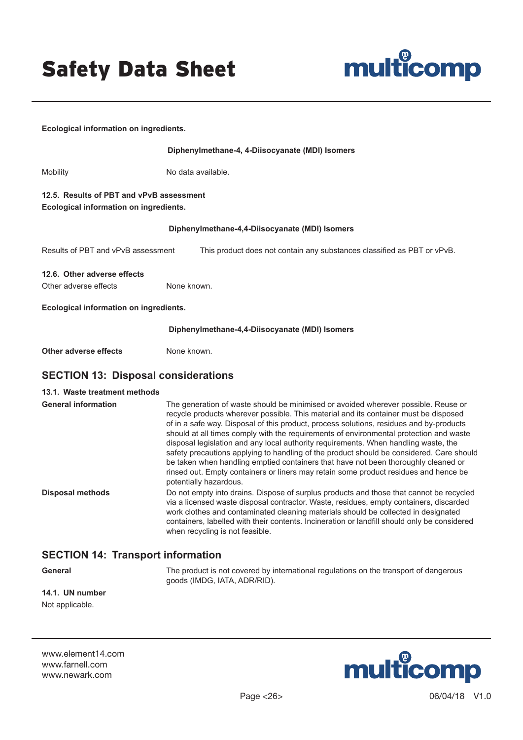**Ecological information on ingredients.**

**Diphenylmethane-4, 4-Diisocyanate (MDI) Isomers**

| | |
|---|---|
| Mobility | No data available. |

**12.5. Results of PBT and vPvB assessment**

**Ecological information on ingredients.**

**Diphenylmethane-4,4-Diisocyanate (MDI) Isomers**

| | |
|---|---|
| Results of PBT and vPvB assessment | This product does not contain any substances classified as PBT or vPvB. |

**12.6. Other adverse effects**

| | |
|---|---|
| Other adverse effects | None known. |

**Ecological information on ingredients.**

**Diphenylmethane-4,4-Diisocyanate (MDI) Isomers**

| | |
|---|---|
| **Other adverse effects** | None known. |

## SECTION 13: Disposal considerations

**13.1. Waste treatment methods**

| | |
|---|---|
| **General information** | The generation of waste should be minimised or avoided wherever possible. Reuse or recycle products wherever possible. This material and its container must be disposed of in a safe way. Disposal of this product, process solutions, residues and by-products should at all times comply with the requirements of environmental protection and waste disposal legislation and any local authority requirements. When handling waste, the safety precautions applying to handling of the product should be considered. Care should be taken when handling emptied containers that have not been thoroughly cleaned or rinsed out. Empty containers or liners may retain some product residues and hence be potentially hazardous. |
| **Disposal methods** | Do not empty into drains. Dispose of surplus products and those that cannot be recycled via a licensed waste disposal contractor. Waste, residues, empty containers, discarded work clothes and contaminated cleaning materials should be collected in designated containers, labelled with their contents. Incineration or landfill should only be considered when recycling is not feasible. |

## SECTION 14: Transport information

| | |
|---|---|
| **General** | The product is not covered by international regulations on the transport of dangerous goods (IMDG, IATA, ADR/RID). |

**14.1. UN number**

Not applicable.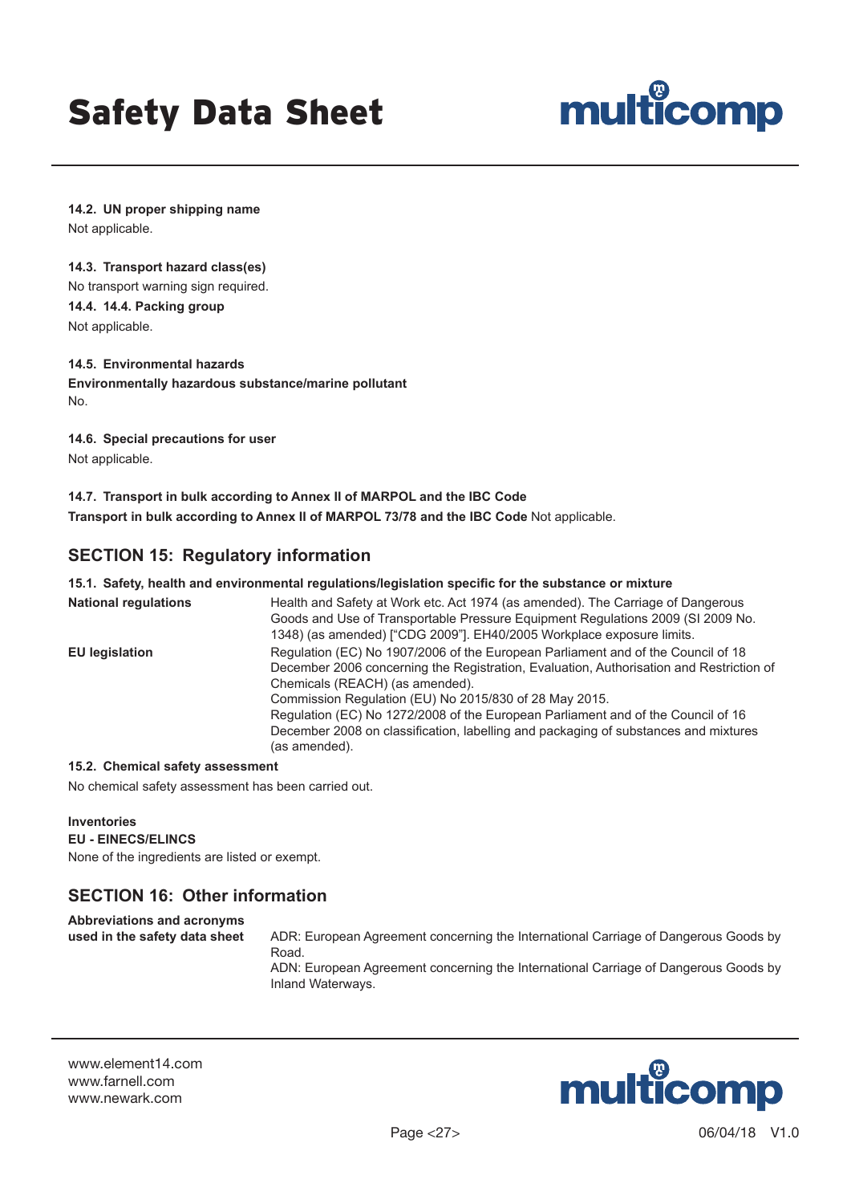**14.2. UN proper shipping name**

Not applicable.

**14.3. Transport hazard class(es)**

No transport warning sign required.

**14.4. 14.4. Packing group**

Not applicable.

**14.5. Environmental hazards**

**Environmentally hazardous substance/marine pollutant**

No.

**14.6. Special precautions for user**

Not applicable.

**14.7. Transport in bulk according to Annex II of MARPOL and the IBC Code**

**Transport in bulk according to Annex II of MARPOL 73/78 and the IBC Code** Not applicable.

## SECTION 15: Regulatory information

**15.1. Safety, health and environmental regulations/legislation specific for the substance or mixture**

**National regulations** Health and Safety at Work etc. Act 1974 (as amended). The Carriage of Dangerous Goods and Use of Transportable Pressure Equipment Regulations 2009 (SI 2009 No. 1348) (as amended) ["CDG 2009"]. EH40/2005 Workplace exposure limits.

**EU legislation** Regulation (EC) No 1907/2006 of the European Parliament and of the Council of 18 December 2006 concerning the Registration, Evaluation, Authorisation and Restriction of Chemicals (REACH) (as amended).
Commission Regulation (EU) No 2015/830 of 28 May 2015.
Regulation (EC) No 1272/2008 of the European Parliament and of the Council of 16 December 2008 on classification, labelling and packaging of substances and mixtures (as amended).

**15.2. Chemical safety assessment**

No chemical safety assessment has been carried out.

**Inventories**

**EU - EINECS/ELINCS**

None of the ingredients are listed or exempt.

## SECTION 16: Other information

**Abbreviations and acronyms used in the safety data sheet**

ADR: European Agreement concerning the International Carriage of Dangerous Goods by Road.
ADN: European Agreement concerning the International Carriage of Dangerous Goods by Inland Waterways.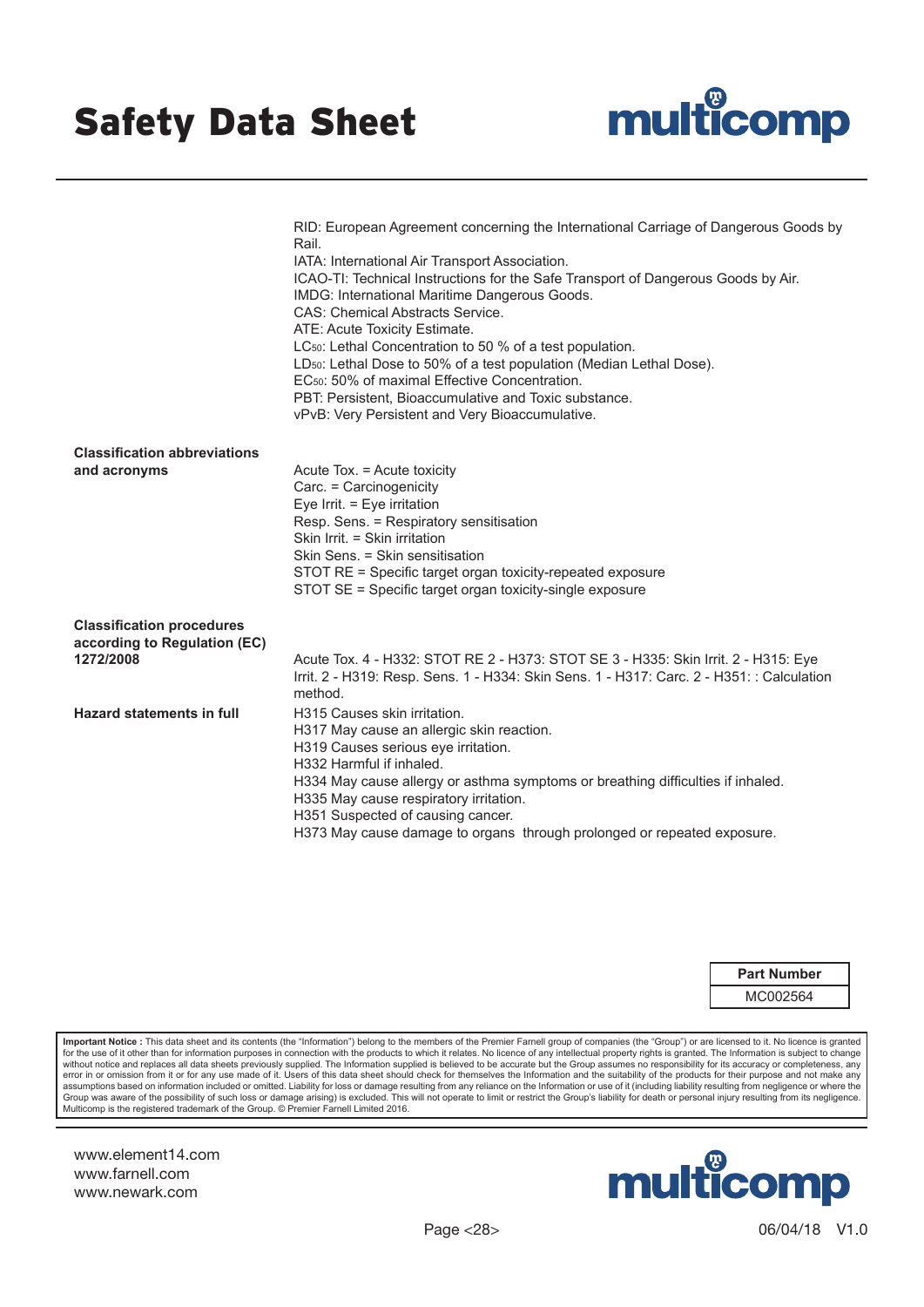RID: European Agreement concerning the International Carriage of Dangerous Goods by Rail.
IATA: International Air Transport Association.
ICAO-TI: Technical Instructions for the Safe Transport of Dangerous Goods by Air.
IMDG: International Maritime Dangerous Goods.
CAS: Chemical Abstracts Service.
ATE: Acute Toxicity Estimate.
$LC_{50}$: Lethal Concentration to 50 % of a test population.
$LD_{50}$: Lethal Dose to 50% of a test population (Median Lethal Dose).
$EC_{50}$: 50% of maximal Effective Concentration.
PBT: Persistent, Bioaccumulative and Toxic substance.
vPvB: Very Persistent and Very Bioaccumulative.

**Classification abbreviations and acronyms**

Acute Tox. = Acute toxicity
Carc. = Carcinogenicity
Eye Irrit. = Eye irritation
Resp. Sens. = Respiratory sensitisation
Skin Irrit. = Skin irritation
Skin Sens. = Skin sensitisation
STOT RE = Specific target organ toxicity-repeated exposure
STOT SE = Specific target organ toxicity-single exposure

**Classification procedures according to Regulation (EC) 1272/2008**

Acute Tox. 4 - H332: STOT RE 2 - H373: STOT SE 3 - H335: Skin Irrit. 2 - H315: Eye Irrit. 2 - H319: Resp. Sens. 1 - H334: Skin Sens. 1 - H317: Carc. 2 - H351: : Calculation method.

**Hazard statements in full**

H315 Causes skin irritation.
H317 May cause an allergic skin reaction.
H319 Causes serious eye irritation.
H332 Harmful if inhaled.
H334 May cause allergy or asthma symptoms or breathing difficulties if inhaled.
H335 May cause respiratory irritation.
H351 Suspected of causing cancer.
H373 May cause damage to organs through prolonged or repeated exposure.

| Part Number |
| --- |
| MC002564 |

**Important Notice :** This data sheet and its contents (the "Information") belong to the members of the Premier Farnell group of companies (the "Group") or are licensed to it. No licence is granted for the use of it other than for information purposes in connection with the products to which it relates. No licence of any intellectual property rights is granted. The Information is subject to change without notice and replaces all data sheets previously supplied. The Information supplied is believed to be accurate but the Group assumes no responsibility for its accuracy or completeness, any error in or omission from it or for any use made of it. Users of this data sheet should check for themselves the Information and the suitability of the products for their purpose and not make any assumptions based on information included or omitted. Liability for loss or damage resulting from any reliance on the Information or use of it (including liability resulting from negligence or where the Group was aware of the possibility of such loss or damage arising) is excluded. This will not operate to limit or restrict the Group's liability for death or personal injury resulting from its negligence. Multicomp is the registered trademark of the Group. © Premier Farnell Limited 2016.

www.element14.com
www.farnell.com
www.newark.com